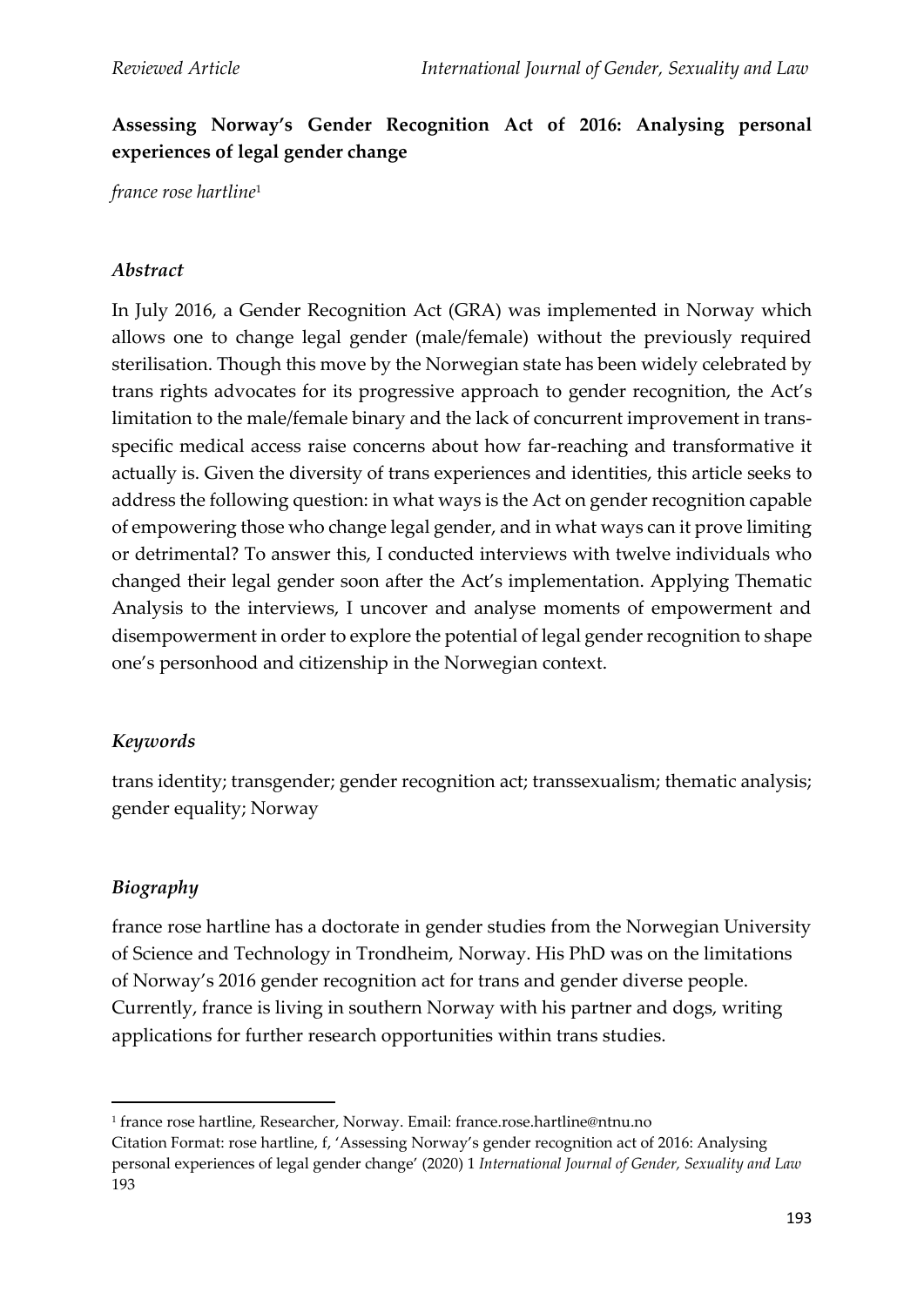# Assessing Norway's Gender Recognition Act of 2016: Analysing personal experiences of legal gender change

*france rose hartline*[1]

## *Abstract*

In July 2016, a Gender Recognition Act (GRA) was implemented in Norway which allows one to change legal gender (male/female) without the previously required sterilisation. Though this move by the Norwegian state has been widely celebrated by trans rights advocates for its progressive approach to gender recognition, the Act's limitation to the male/female binary and the lack of concurrent improvement in trans-specific medical access raise concerns about how far-reaching and transformative it actually is. Given the diversity of trans experiences and identities, this article seeks to address the following question: in what ways is the Act on gender recognition capable of empowering those who change legal gender, and in what ways can it prove limiting or detrimental? To answer this, I conducted interviews with twelve individuals who changed their legal gender soon after the Act's implementation. Applying Thematic Analysis to the interviews, I uncover and analyse moments of empowerment and disempowerment in order to explore the potential of legal gender recognition to shape one's personhood and citizenship in the Norwegian context.

## *Keywords*

trans identity; transgender; gender recognition act; transsexualism; thematic analysis; gender equality; Norway

## *Biography*

france rose hartline has a doctorate in gender studies from the Norwegian University of Science and Technology in Trondheim, Norway. His PhD was on the limitations of Norway's 2016 gender recognition act for trans and gender diverse people. Currently, france is living in southern Norway with his partner and dogs, writing applications for further research opportunities within trans studies.

---

[1] france rose hartline, Researcher, Norway. Email: france.rose.hartline@ntnu.no

Citation Format: rose hartline, f, 'Assessing Norway's gender recognition act of 2016: Analysing personal experiences of legal gender change' (2020) 1 *International Journal of Gender, Sexuality and Law* 193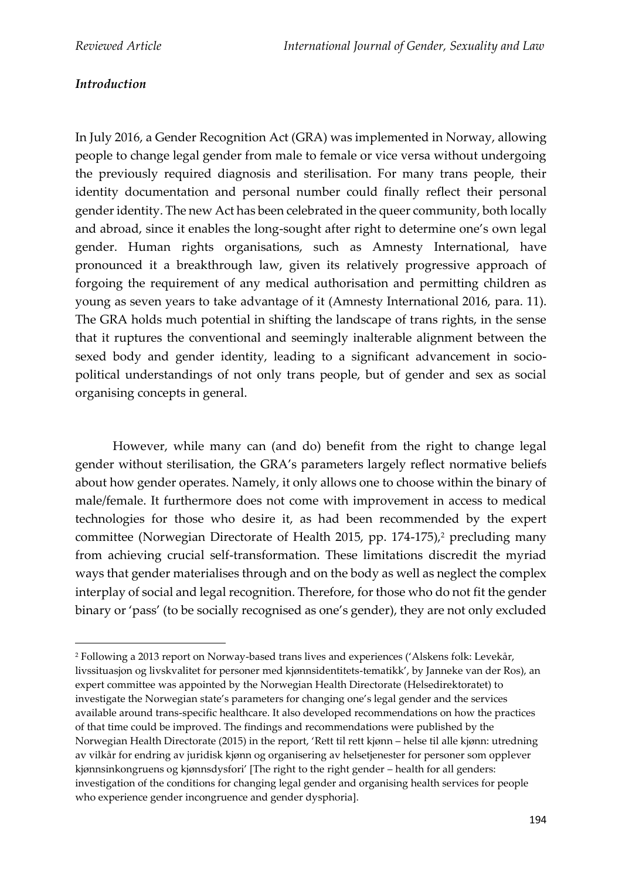### *Introduction*

In July 2016, a Gender Recognition Act (GRA) was implemented in Norway, allowing people to change legal gender from male to female or vice versa without undergoing the previously required diagnosis and sterilisation. For many trans people, their identity documentation and personal number could finally reflect their personal gender identity. The new Act has been celebrated in the queer community, both locally and abroad, since it enables the long-sought after right to determine one's own legal gender. Human rights organisations, such as Amnesty International, have pronounced it a breakthrough law, given its relatively progressive approach of forgoing the requirement of any medical authorisation and permitting children as young as seven years to take advantage of it (Amnesty International 2016, para. 11). The GRA holds much potential in shifting the landscape of trans rights, in the sense that it ruptures the conventional and seemingly inalterable alignment between the sexed body and gender identity, leading to a significant advancement in socio-political understandings of not only trans people, but of gender and sex as social organising concepts in general.

However, while many can (and do) benefit from the right to change legal gender without sterilisation, the GRA's parameters largely reflect normative beliefs about how gender operates. Namely, it only allows one to choose within the binary of male/female. It furthermore does not come with improvement in access to medical technologies for those who desire it, as had been recommended by the expert committee (Norwegian Directorate of Health 2015, pp. 174-175),[2] precluding many from achieving crucial self-transformation. These limitations discredit the myriad ways that gender materialises through and on the body as well as neglect the complex interplay of social and legal recognition. Therefore, for those who do not fit the gender binary or 'pass' (to be socially recognised as one's gender), they are not only excluded

[2] Following a 2013 report on Norway-based trans lives and experiences ('Alskens folk: Levekår, livssituasjon og livskvalitet for personer med kjønnsidentitets-tematikk', by Janneke van der Ros), an expert committee was appointed by the Norwegian Health Directorate (Helsedirektoratet) to investigate the Norwegian state's parameters for changing one's legal gender and the services available around trans-specific healthcare. It also developed recommendations on how the practices of that time could be improved. The findings and recommendations were published by the Norwegian Health Directorate (2015) in the report, 'Rett til rett kjønn – helse til alle kjønn: utredning av vilkår for endring av juridisk kjønn og organisering av helsetjenester for personer som opplever kjønnsinkongruens og kjønnsdysfori' [The right to the right gender – health for all genders: investigation of the conditions for changing legal gender and organising health services for people who experience gender incongruence and gender dysphoria].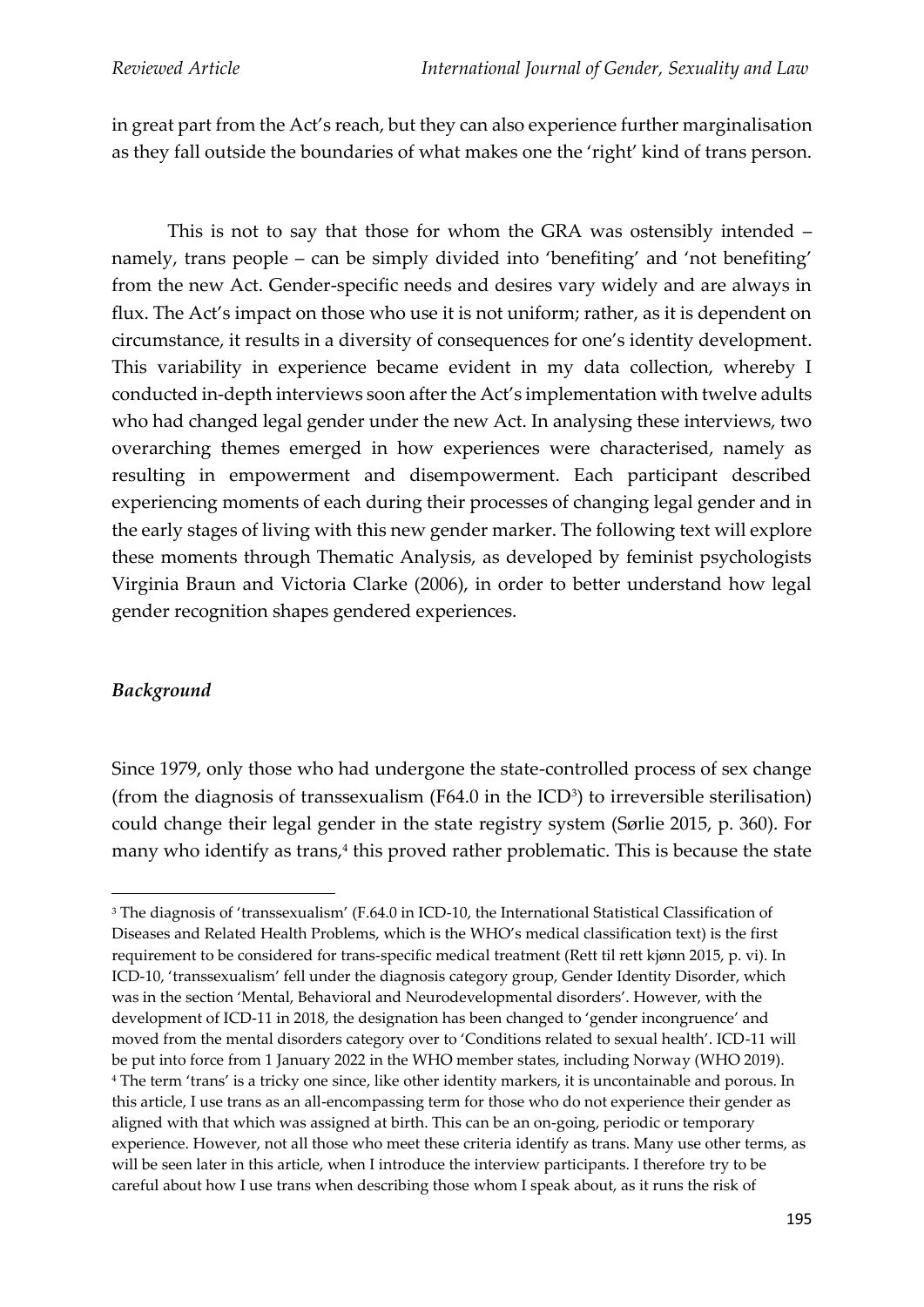in great part from the Act's reach, but they can also experience further marginalisation as they fall outside the boundaries of what makes one the 'right' kind of trans person.

This is not to say that those for whom the GRA was ostensibly intended – namely, trans people – can be simply divided into 'benefiting' and 'not benefiting' from the new Act. Gender-specific needs and desires vary widely and are always in flux. The Act's impact on those who use it is not uniform; rather, as it is dependent on circumstance, it results in a diversity of consequences for one's identity development. This variability in experience became evident in my data collection, whereby I conducted in-depth interviews soon after the Act's implementation with twelve adults who had changed legal gender under the new Act. In analysing these interviews, two overarching themes emerged in how experiences were characterised, namely as resulting in empowerment and disempowerment. Each participant described experiencing moments of each during their processes of changing legal gender and in the early stages of living with this new gender marker. The following text will explore these moments through Thematic Analysis, as developed by feminist psychologists Virginia Braun and Victoria Clarke (2006), in order to better understand how legal gender recognition shapes gendered experiences.

### *Background*

Since 1979, only those who had undergone the state-controlled process of sex change (from the diagnosis of transsexualism (F64.0 in the ICD[3]) to irreversible sterilisation) could change their legal gender in the state registry system (Sørlie 2015, p. 360). For many who identify as trans,[4] this proved rather problematic. This is because the state

---

[3] The diagnosis of 'transsexualism' (F.64.0 in ICD-10, the International Statistical Classification of Diseases and Related Health Problems, which is the WHO's medical classification text) is the first requirement to be considered for trans-specific medical treatment (Rett til rett kjønn 2015, p. vi). In ICD-10, 'transsexualism' fell under the diagnosis category group, Gender Identity Disorder, which was in the section 'Mental, Behavioral and Neurodevelopmental disorders'. However, with the development of ICD-11 in 2018, the designation has been changed to 'gender incongruence' and moved from the mental disorders category over to 'Conditions related to sexual health'. ICD-11 will be put into force from 1 January 2022 in the WHO member states, including Norway (WHO 2019).

[4] The term 'trans' is a tricky one since, like other identity markers, it is uncontainable and porous. In this article, I use trans as an all-encompassing term for those who do not experience their gender as aligned with that which was assigned at birth. This can be an on-going, periodic or temporary experience. However, not all those who meet these criteria identify as trans. Many use other terms, as will be seen later in this article, when I introduce the interview participants. I therefore try to be careful about how I use trans when describing those whom I speak about, as it runs the risk of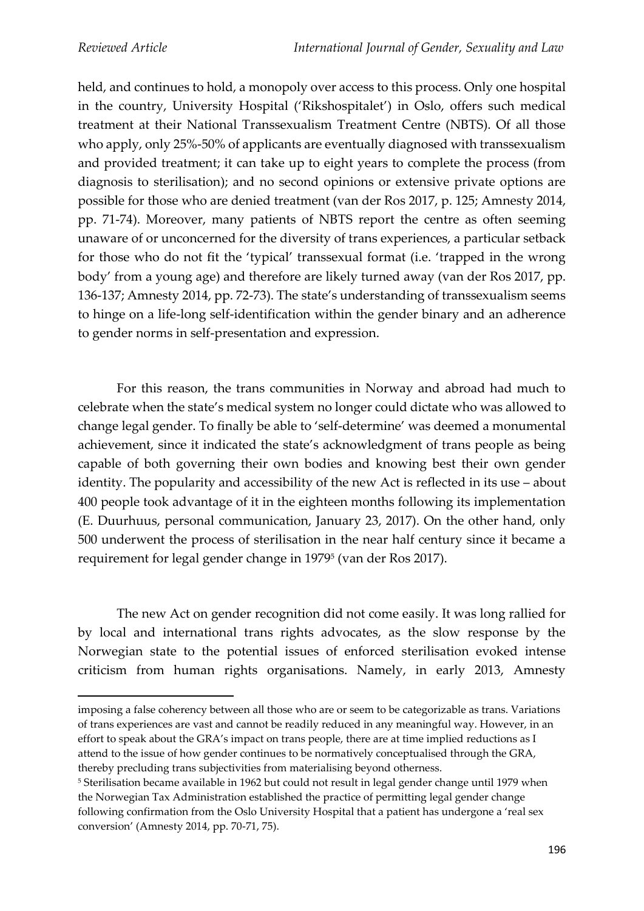held, and continues to hold, a monopoly over access to this process. Only one hospital in the country, University Hospital ('Rikshospitalet') in Oslo, offers such medical treatment at their National Transsexualism Treatment Centre (NBTS). Of all those who apply, only 25%-50% of applicants are eventually diagnosed with transsexualism and provided treatment; it can take up to eight years to complete the process (from diagnosis to sterilisation); and no second opinions or extensive private options are possible for those who are denied treatment (van der Ros 2017, p. 125; Amnesty 2014, pp. 71-74). Moreover, many patients of NBTS report the centre as often seeming unaware of or unconcerned for the diversity of trans experiences, a particular setback for those who do not fit the 'typical' transsexual format (i.e. 'trapped in the wrong body' from a young age) and therefore are likely turned away (van der Ros 2017, pp. 136-137; Amnesty 2014, pp. 72-73). The state's understanding of transsexualism seems to hinge on a life-long self-identification within the gender binary and an adherence to gender norms in self-presentation and expression.

For this reason, the trans communities in Norway and abroad had much to celebrate when the state's medical system no longer could dictate who was allowed to change legal gender. To finally be able to 'self-determine' was deemed a monumental achievement, since it indicated the state's acknowledgment of trans people as being capable of both governing their own bodies and knowing best their own gender identity. The popularity and accessibility of the new Act is reflected in its use – about 400 people took advantage of it in the eighteen months following its implementation (E. Duurhuus, personal communication, January 23, 2017). On the other hand, only 500 underwent the process of sterilisation in the near half century since it became a requirement for legal gender change in 1979[5] (van der Ros 2017).

The new Act on gender recognition did not come easily. It was long rallied for by local and international trans rights advocates, as the slow response by the Norwegian state to the potential issues of enforced sterilisation evoked intense criticism from human rights organisations. Namely, in early 2013, Amnesty

---

imposing a false coherency between all those who are or seem to be categorizable as trans. Variations of trans experiences are vast and cannot be readily reduced in any meaningful way. However, in an effort to speak about the GRA's impact on trans people, there are at time implied reductions as I attend to the issue of how gender continues to be normatively conceptualised through the GRA, thereby precluding trans subjectivities from materialising beyond otherness.

[5] Sterilisation became available in 1962 but could not result in legal gender change until 1979 when the Norwegian Tax Administration established the practice of permitting legal gender change following confirmation from the Oslo University Hospital that a patient has undergone a 'real sex conversion' (Amnesty 2014, pp. 70-71, 75).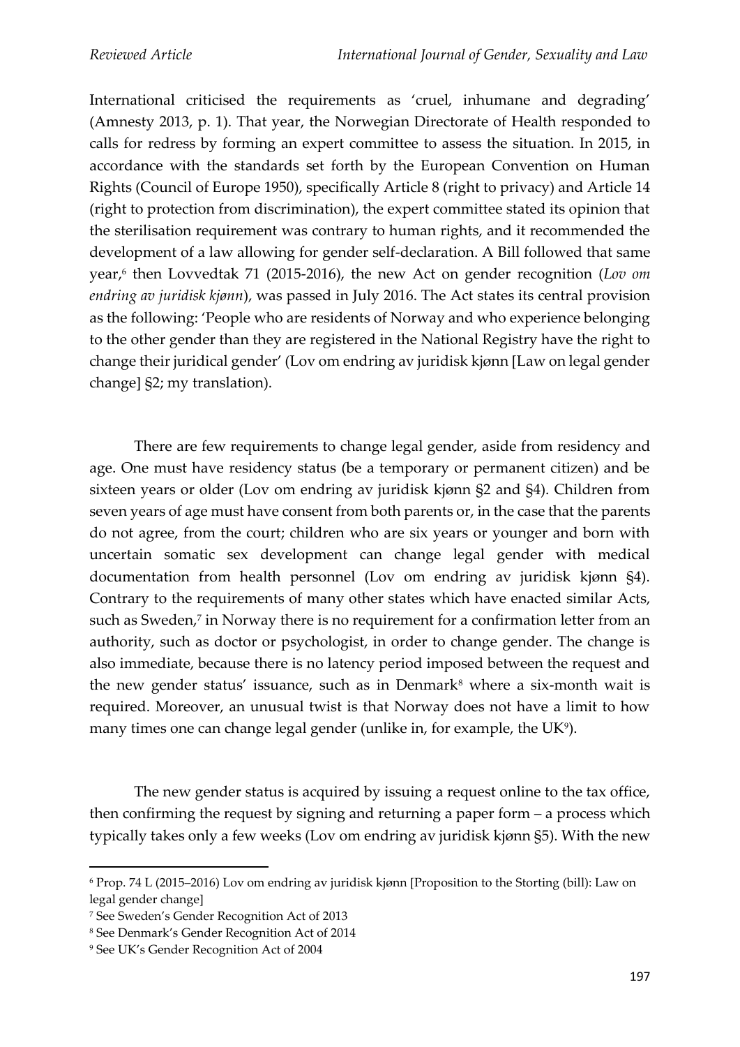International criticised the requirements as 'cruel, inhumane and degrading' (Amnesty 2013, p. 1). That year, the Norwegian Directorate of Health responded to calls for redress by forming an expert committee to assess the situation. In 2015, in accordance with the standards set forth by the European Convention on Human Rights (Council of Europe 1950), specifically Article 8 (right to privacy) and Article 14 (right to protection from discrimination), the expert committee stated its opinion that the sterilisation requirement was contrary to human rights, and it recommended the development of a law allowing for gender self-declaration. A Bill followed that same year,[6] then Lovvedtak 71 (2015-2016), the new Act on gender recognition (*Lov om endring av juridisk kjønn*), was passed in July 2016. The Act states its central provision as the following: 'People who are residents of Norway and who experience belonging to the other gender than they are registered in the National Registry have the right to change their juridical gender' (Lov om endring av juridisk kjønn [Law on legal gender change] §2; my translation).

There are few requirements to change legal gender, aside from residency and age. One must have residency status (be a temporary or permanent citizen) and be sixteen years or older (Lov om endring av juridisk kjønn §2 and §4). Children from seven years of age must have consent from both parents or, in the case that the parents do not agree, from the court; children who are six years or younger and born with uncertain somatic sex development can change legal gender with medical documentation from health personnel (Lov om endring av juridisk kjønn §4). Contrary to the requirements of many other states which have enacted similar Acts, such as Sweden,[7] in Norway there is no requirement for a confirmation letter from an authority, such as doctor or psychologist, in order to change gender. The change is also immediate, because there is no latency period imposed between the request and the new gender status' issuance, such as in Denmark[8] where a six-month wait is required. Moreover, an unusual twist is that Norway does not have a limit to how many times one can change legal gender (unlike in, for example, the UK[9]).

The new gender status is acquired by issuing a request online to the tax office, then confirming the request by signing and returning a paper form – a process which typically takes only a few weeks (Lov om endring av juridisk kjønn §5). With the new

---

[6] Prop. 74 L (2015–2016) Lov om endring av juridisk kjønn [Proposition to the Storting (bill): Law on legal gender change]

[7] See Sweden's Gender Recognition Act of 2013

[8] See Denmark's Gender Recognition Act of 2014

[9] See UK's Gender Recognition Act of 2004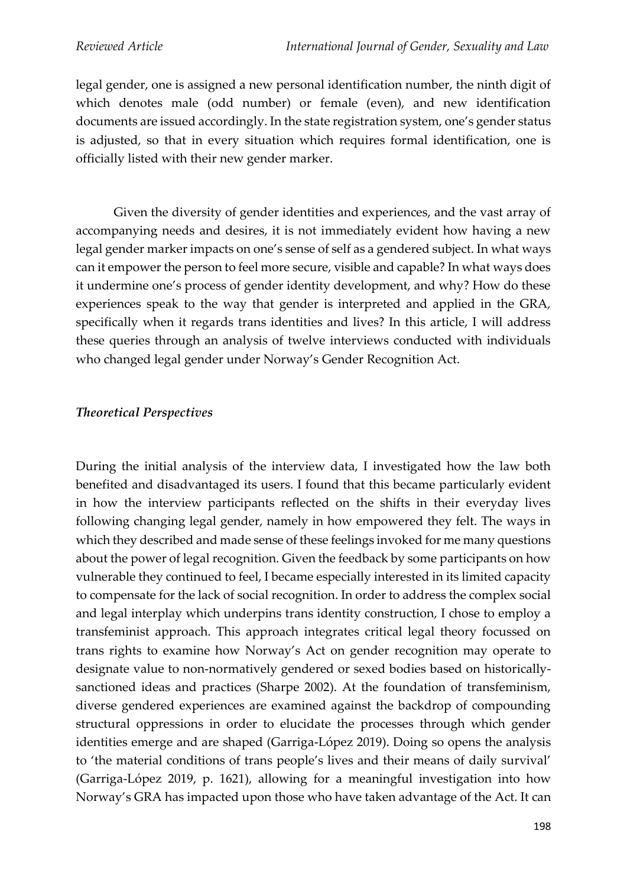legal gender, one is assigned a new personal identification number, the ninth digit of which denotes male (odd number) or female (even), and new identification documents are issued accordingly. In the state registration system, one's gender status is adjusted, so that in every situation which requires formal identification, one is officially listed with their new gender marker.

Given the diversity of gender identities and experiences, and the vast array of accompanying needs and desires, it is not immediately evident how having a new legal gender marker impacts on one's sense of self as a gendered subject. In what ways can it empower the person to feel more secure, visible and capable? In what ways does it undermine one's process of gender identity development, and why? How do these experiences speak to the way that gender is interpreted and applied in the GRA, specifically when it regards trans identities and lives? In this article, I will address these queries through an analysis of twelve interviews conducted with individuals who changed legal gender under Norway's Gender Recognition Act.

### *Theoretical Perspectives*

During the initial analysis of the interview data, I investigated how the law both benefited and disadvantaged its users. I found that this became particularly evident in how the interview participants reflected on the shifts in their everyday lives following changing legal gender, namely in how empowered they felt. The ways in which they described and made sense of these feelings invoked for me many questions about the power of legal recognition. Given the feedback by some participants on how vulnerable they continued to feel, I became especially interested in its limited capacity to compensate for the lack of social recognition. In order to address the complex social and legal interplay which underpins trans identity construction, I chose to employ a transfeminist approach. This approach integrates critical legal theory focussed on trans rights to examine how Norway's Act on gender recognition may operate to designate value to non-normatively gendered or sexed bodies based on historically-sanctioned ideas and practices (Sharpe 2002). At the foundation of transfeminism, diverse gendered experiences are examined against the backdrop of compounding structural oppressions in order to elucidate the processes through which gender identities emerge and are shaped (Garriga-López 2019). Doing so opens the analysis to 'the material conditions of trans people's lives and their means of daily survival' (Garriga-López 2019, p. 1621), allowing for a meaningful investigation into how Norway's GRA has impacted upon those who have taken advantage of the Act. It can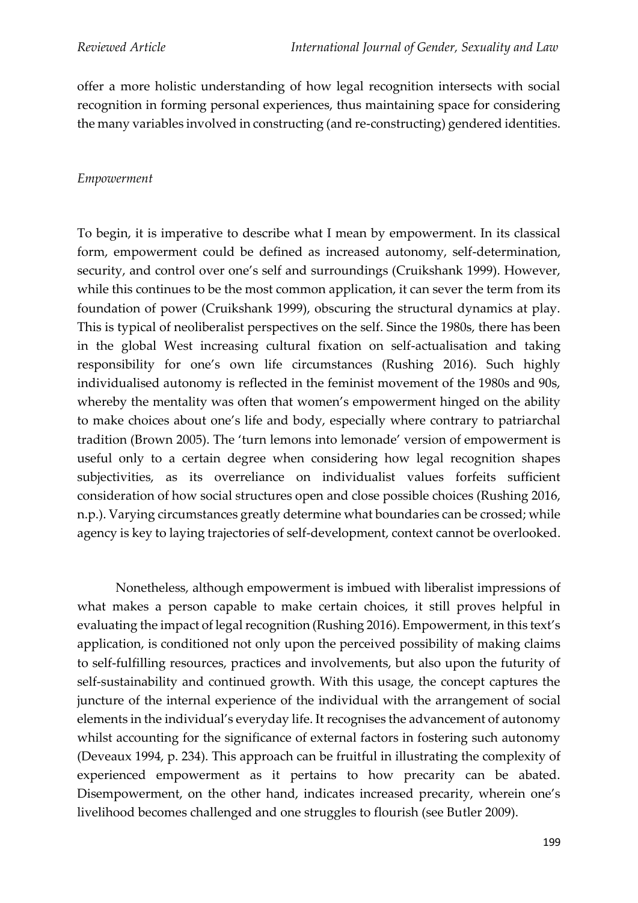offer a more holistic understanding of how legal recognition intersects with social recognition in forming personal experiences, thus maintaining space for considering the many variables involved in constructing (and re-constructing) gendered identities.

### *Empowerment*

To begin, it is imperative to describe what I mean by empowerment. In its classical form, empowerment could be defined as increased autonomy, self-determination, security, and control over one's self and surroundings (Cruikshank 1999). However, while this continues to be the most common application, it can sever the term from its foundation of power (Cruikshank 1999), obscuring the structural dynamics at play. This is typical of neoliberalist perspectives on the self. Since the 1980s, there has been in the global West increasing cultural fixation on self-actualisation and taking responsibility for one's own life circumstances (Rushing 2016). Such highly individualised autonomy is reflected in the feminist movement of the 1980s and 90s, whereby the mentality was often that women's empowerment hinged on the ability to make choices about one's life and body, especially where contrary to patriarchal tradition (Brown 2005). The 'turn lemons into lemonade' version of empowerment is useful only to a certain degree when considering how legal recognition shapes subjectivities, as its overreliance on individualist values forfeits sufficient consideration of how social structures open and close possible choices (Rushing 2016, n.p.). Varying circumstances greatly determine what boundaries can be crossed; while agency is key to laying trajectories of self-development, context cannot be overlooked.

Nonetheless, although empowerment is imbued with liberalist impressions of what makes a person capable to make certain choices, it still proves helpful in evaluating the impact of legal recognition (Rushing 2016). Empowerment, in this text's application, is conditioned not only upon the perceived possibility of making claims to self-fulfilling resources, practices and involvements, but also upon the futurity of self-sustainability and continued growth. With this usage, the concept captures the juncture of the internal experience of the individual with the arrangement of social elements in the individual's everyday life. It recognises the advancement of autonomy whilst accounting for the significance of external factors in fostering such autonomy (Deveaux 1994, p. 234). This approach can be fruitful in illustrating the complexity of experienced empowerment as it pertains to how precarity can be abated. Disempowerment, on the other hand, indicates increased precarity, wherein one's livelihood becomes challenged and one struggles to flourish (see Butler 2009).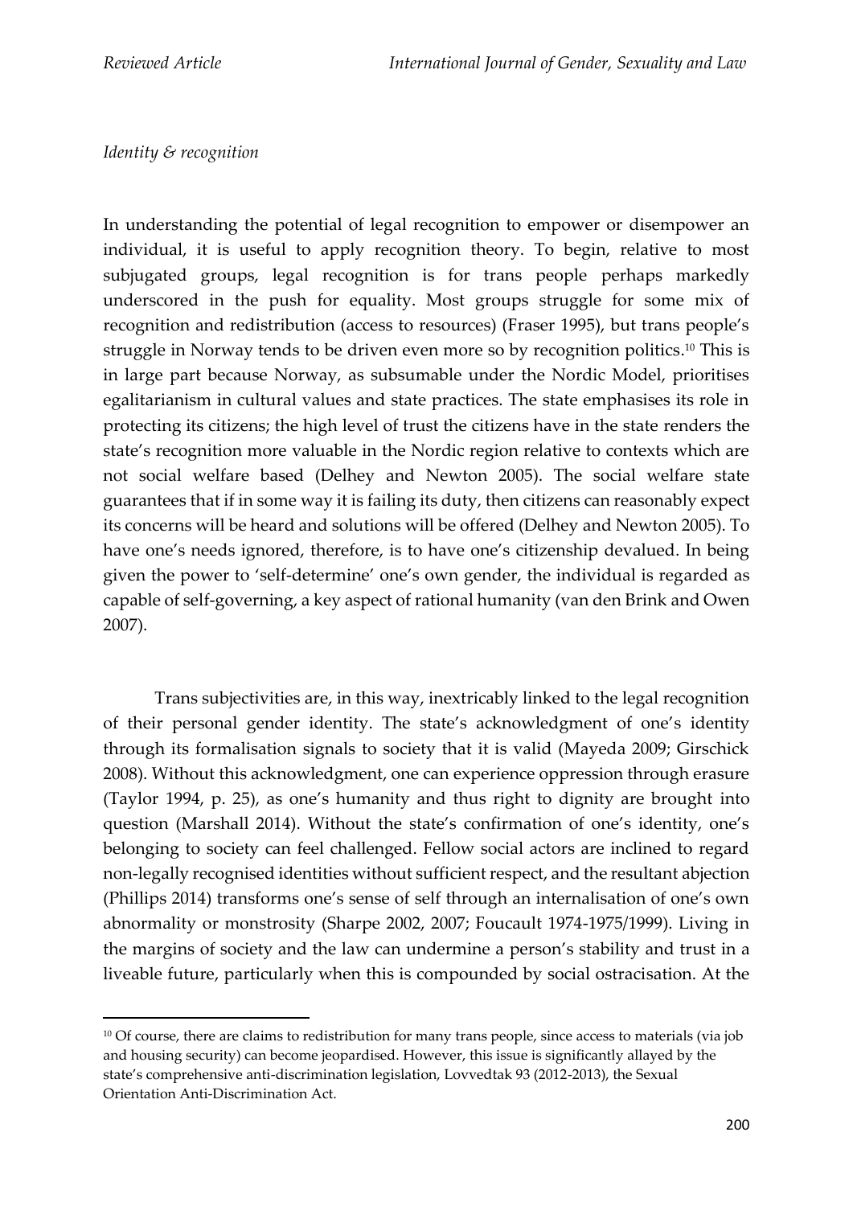*Identity & recognition*

In understanding the potential of legal recognition to empower or disempower an individual, it is useful to apply recognition theory. To begin, relative to most subjugated groups, legal recognition is for trans people perhaps markedly underscored in the push for equality. Most groups struggle for some mix of recognition and redistribution (access to resources) (Fraser 1995), but trans people's struggle in Norway tends to be driven even more so by recognition politics.[10] This is in large part because Norway, as subsumable under the Nordic Model, prioritises egalitarianism in cultural values and state practices. The state emphasises its role in protecting its citizens; the high level of trust the citizens have in the state renders the state's recognition more valuable in the Nordic region relative to contexts which are not social welfare based (Delhey and Newton 2005). The social welfare state guarantees that if in some way it is failing its duty, then citizens can reasonably expect its concerns will be heard and solutions will be offered (Delhey and Newton 2005). To have one's needs ignored, therefore, is to have one's citizenship devalued. In being given the power to 'self-determine' one's own gender, the individual is regarded as capable of self-governing, a key aspect of rational humanity (van den Brink and Owen 2007).

Trans subjectivities are, in this way, inextricably linked to the legal recognition of their personal gender identity. The state's acknowledgment of one's identity through its formalisation signals to society that it is valid (Mayeda 2009; Girschick 2008). Without this acknowledgment, one can experience oppression through erasure (Taylor 1994, p. 25), as one's humanity and thus right to dignity are brought into question (Marshall 2014). Without the state's confirmation of one's identity, one's belonging to society can feel challenged. Fellow social actors are inclined to regard non-legally recognised identities without sufficient respect, and the resultant abjection (Phillips 2014) transforms one's sense of self through an internalisation of one's own abnormality or monstrosity (Sharpe 2002, 2007; Foucault 1974-1975/1999). Living in the margins of society and the law can undermine a person's stability and trust in a liveable future, particularly when this is compounded by social ostracisation. At the

[10] Of course, there are claims to redistribution for many trans people, since access to materials (via job and housing security) can become jeopardised. However, this issue is significantly allayed by the state's comprehensive anti-discrimination legislation, Lovvedtak 93 (2012-2013), the Sexual Orientation Anti-Discrimination Act.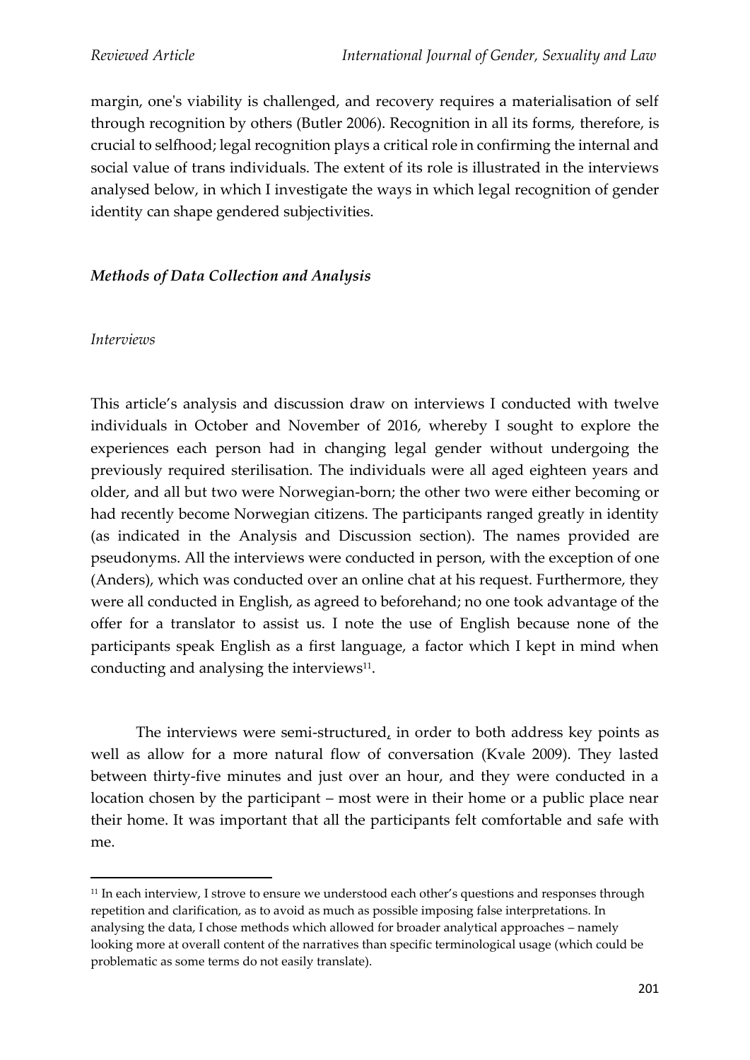margin, one's viability is challenged, and recovery requires a materialisation of self through recognition by others (Butler 2006). Recognition in all its forms, therefore, is crucial to selfhood; legal recognition plays a critical role in confirming the internal and social value of trans individuals. The extent of its role is illustrated in the interviews analysed below, in which I investigate the ways in which legal recognition of gender identity can shape gendered subjectivities.

### *Methods of Data Collection and Analysis*

#### *Interviews*

This article's analysis and discussion draw on interviews I conducted with twelve individuals in October and November of 2016, whereby I sought to explore the experiences each person had in changing legal gender without undergoing the previously required sterilisation. The individuals were all aged eighteen years and older, and all but two were Norwegian-born; the other two were either becoming or had recently become Norwegian citizens. The participants ranged greatly in identity (as indicated in the Analysis and Discussion section). The names provided are pseudonyms. All the interviews were conducted in person, with the exception of one (Anders), which was conducted over an online chat at his request. Furthermore, they were all conducted in English, as agreed to beforehand; no one took advantage of the offer for a translator to assist us. I note the use of English because none of the participants speak English as a first language, a factor which I kept in mind when conducting and analysing the interviews[11].

The interviews were semi-structured, in order to both address key points as well as allow for a more natural flow of conversation (Kvale 2009). They lasted between thirty-five minutes and just over an hour, and they were conducted in a location chosen by the participant – most were in their home or a public place near their home. It was important that all the participants felt comfortable and safe with me.

[11] In each interview, I strove to ensure we understood each other's questions and responses through repetition and clarification, as to avoid as much as possible imposing false interpretations. In analysing the data, I chose methods which allowed for broader analytical approaches – namely looking more at overall content of the narratives than specific terminological usage (which could be problematic as some terms do not easily translate).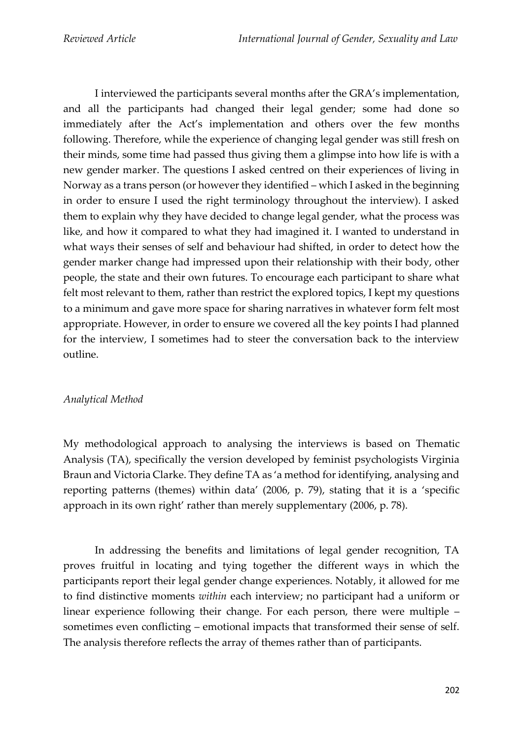I interviewed the participants several months after the GRA's implementation, and all the participants had changed their legal gender; some had done so immediately after the Act's implementation and others over the few months following. Therefore, while the experience of changing legal gender was still fresh on their minds, some time had passed thus giving them a glimpse into how life is with a new gender marker. The questions I asked centred on their experiences of living in Norway as a trans person (or however they identified – which I asked in the beginning in order to ensure I used the right terminology throughout the interview). I asked them to explain why they have decided to change legal gender, what the process was like, and how it compared to what they had imagined it. I wanted to understand in what ways their senses of self and behaviour had shifted, in order to detect how the gender marker change had impressed upon their relationship with their body, other people, the state and their own futures. To encourage each participant to share what felt most relevant to them, rather than restrict the explored topics, I kept my questions to a minimum and gave more space for sharing narratives in whatever form felt most appropriate. However, in order to ensure we covered all the key points I had planned for the interview, I sometimes had to steer the conversation back to the interview outline.

*Analytical Method*

My methodological approach to analysing the interviews is based on Thematic Analysis (TA), specifically the version developed by feminist psychologists Virginia Braun and Victoria Clarke. They define TA as 'a method for identifying, analysing and reporting patterns (themes) within data' (2006, p. 79), stating that it is a 'specific approach in its own right' rather than merely supplementary (2006, p. 78).

In addressing the benefits and limitations of legal gender recognition, TA proves fruitful in locating and tying together the different ways in which the participants report their legal gender change experiences. Notably, it allowed for me to find distinctive moments *within* each interview; no participant had a uniform or linear experience following their change. For each person, there were multiple – sometimes even conflicting – emotional impacts that transformed their sense of self. The analysis therefore reflects the array of themes rather than of participants.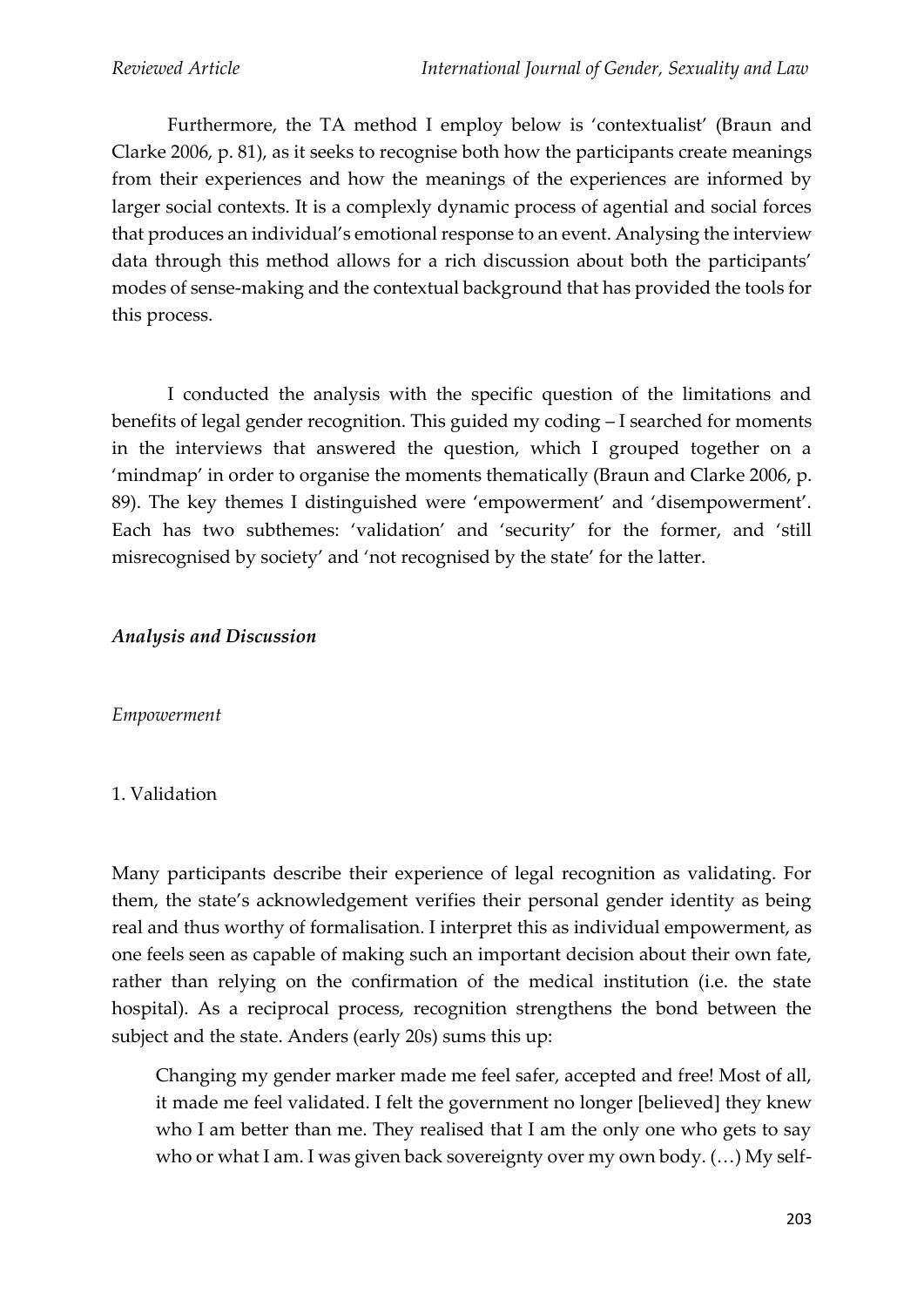Furthermore, the TA method I employ below is 'contextualist' (Braun and Clarke 2006, p. 81), as it seeks to recognise both how the participants create meanings from their experiences and how the meanings of the experiences are informed by larger social contexts. It is a complexly dynamic process of agential and social forces that produces an individual's emotional response to an event. Analysing the interview data through this method allows for a rich discussion about both the participants' modes of sense-making and the contextual background that has provided the tools for this process.

I conducted the analysis with the specific question of the limitations and benefits of legal gender recognition. This guided my coding – I searched for moments in the interviews that answered the question, which I grouped together on a 'mindmap' in order to organise the moments thematically (Braun and Clarke 2006, p. 89). The key themes I distinguished were 'empowerment' and 'disempowerment'. Each has two subthemes: 'validation' and 'security' for the former, and 'still misrecognised by society' and 'not recognised by the state' for the latter.

### *Analysis and Discussion*

#### *Empowerment*

##### 1. Validation

Many participants describe their experience of legal recognition as validating. For them, the state's acknowledgement verifies their personal gender identity as being real and thus worthy of formalisation. I interpret this as individual empowerment, as one feels seen as capable of making such an important decision about their own fate, rather than relying on the confirmation of the medical institution (i.e. the state hospital). As a reciprocal process, recognition strengthens the bond between the subject and the state. Anders (early 20s) sums this up:

> Changing my gender marker made me feel safer, accepted and free! Most of all, it made me feel validated. I felt the government no longer [believed] they knew who I am better than me. They realised that I am the only one who gets to say who or what I am. I was given back sovereignty over my own body. (…) My self-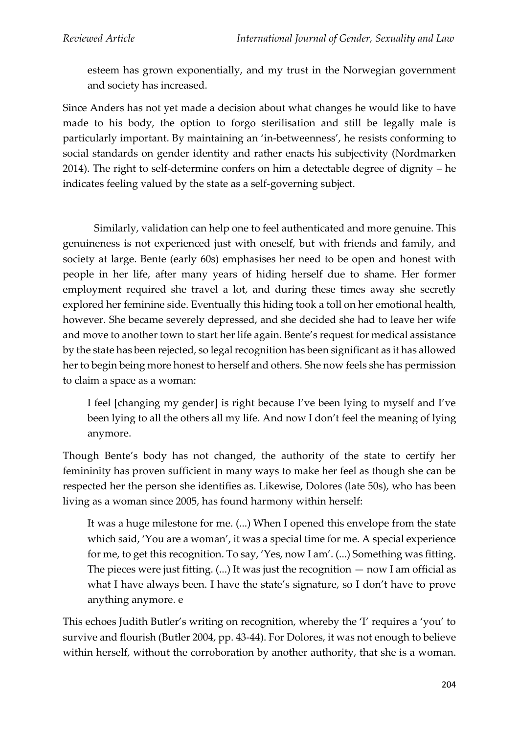esteem has grown exponentially, and my trust in the Norwegian government and society has increased.

Since Anders has not yet made a decision about what changes he would like to have made to his body, the option to forgo sterilisation and still be legally male is particularly important. By maintaining an 'in-betweenness', he resists conforming to social standards on gender identity and rather enacts his subjectivity (Nordmarken 2014). The right to self-determine confers on him a detectable degree of dignity – he indicates feeling valued by the state as a self-governing subject.

Similarly, validation can help one to feel authenticated and more genuine. This genuineness is not experienced just with oneself, but with friends and family, and society at large. Bente (early 60s) emphasises her need to be open and honest with people in her life, after many years of hiding herself due to shame. Her former employment required she travel a lot, and during these times away she secretly explored her feminine side. Eventually this hiding took a toll on her emotional health, however. She became severely depressed, and she decided she had to leave her wife and move to another town to start her life again. Bente's request for medical assistance by the state has been rejected, so legal recognition has been significant as it has allowed her to begin being more honest to herself and others. She now feels she has permission to claim a space as a woman:

> I feel [changing my gender] is right because I've been lying to myself and I've been lying to all the others all my life. And now I don't feel the meaning of lying anymore.

Though Bente's body has not changed, the authority of the state to certify her femininity has proven sufficient in many ways to make her feel as though she can be respected her the person she identifies as. Likewise, Dolores (late 50s), who has been living as a woman since 2005, has found harmony within herself:

> It was a huge milestone for me. (...) When I opened this envelope from the state which said, 'You are a woman', it was a special time for me. A special experience for me, to get this recognition. To say, 'Yes, now I am'. (...) Something was fitting. The pieces were just fitting. (...) It was just the recognition — now I am official as what I have always been. I have the state's signature, so I don't have to prove anything anymore. e

This echoes Judith Butler's writing on recognition, whereby the 'I' requires a 'you' to survive and flourish (Butler 2004, pp. 43-44). For Dolores, it was not enough to believe within herself, without the corroboration by another authority, that she is a woman.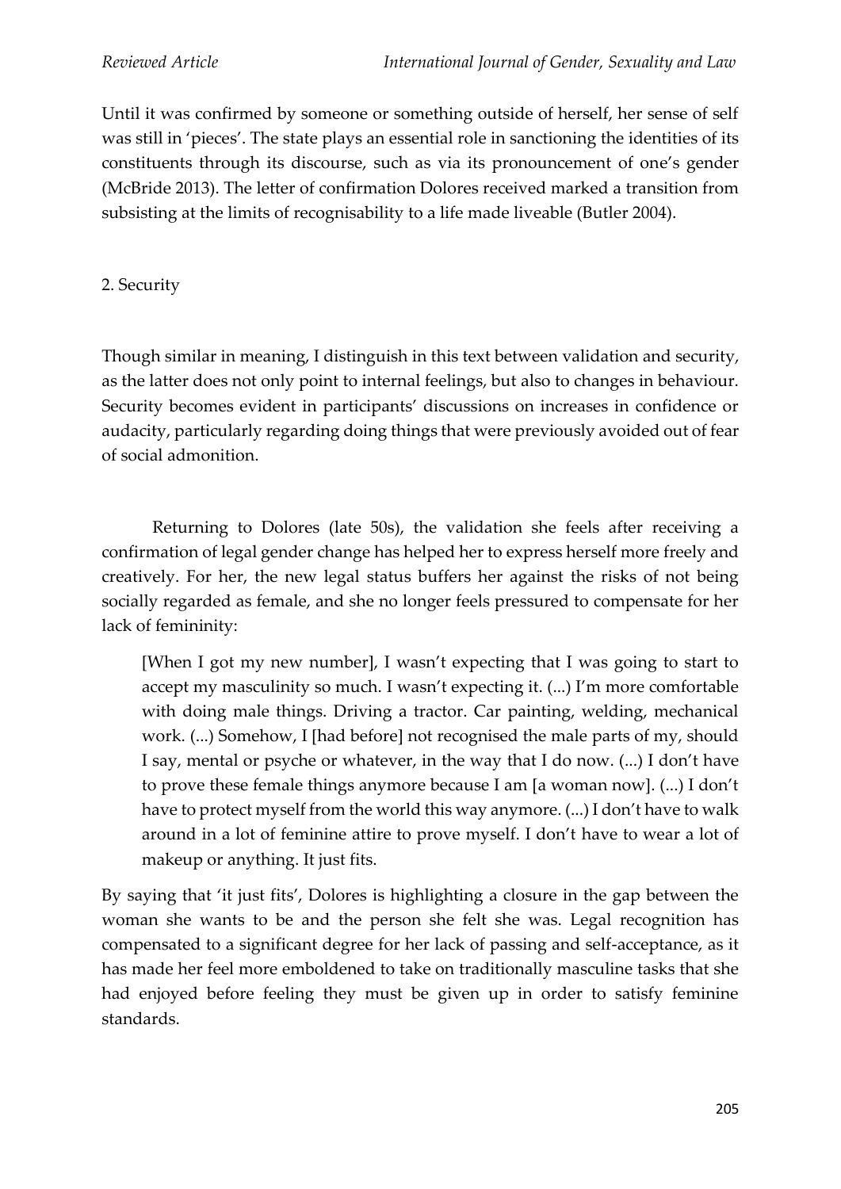Until it was confirmed by someone or something outside of herself, her sense of self was still in 'pieces'. The state plays an essential role in sanctioning the identities of its constituents through its discourse, such as via its pronouncement of one's gender (McBride 2013). The letter of confirmation Dolores received marked a transition from subsisting at the limits of recognisability to a life made liveable (Butler 2004).

## 2. Security

Though similar in meaning, I distinguish in this text between validation and security, as the latter does not only point to internal feelings, but also to changes in behaviour. Security becomes evident in participants' discussions on increases in confidence or audacity, particularly regarding doing things that were previously avoided out of fear of social admonition.

Returning to Dolores (late 50s), the validation she feels after receiving a confirmation of legal gender change has helped her to express herself more freely and creatively. For her, the new legal status buffers her against the risks of not being socially regarded as female, and she no longer feels pressured to compensate for her lack of femininity:

> [When I got my new number], I wasn't expecting that I was going to start to accept my masculinity so much. I wasn't expecting it. (...) I'm more comfortable with doing male things. Driving a tractor. Car painting, welding, mechanical work. (...) Somehow, I [had before] not recognised the male parts of my, should I say, mental or psyche or whatever, in the way that I do now. (...) I don't have to prove these female things anymore because I am [a woman now]. (...) I don't have to protect myself from the world this way anymore. (...) I don't have to walk around in a lot of feminine attire to prove myself. I don't have to wear a lot of makeup or anything. It just fits.

By saying that 'it just fits', Dolores is highlighting a closure in the gap between the woman she wants to be and the person she felt she was. Legal recognition has compensated to a significant degree for her lack of passing and self-acceptance, as it has made her feel more emboldened to take on traditionally masculine tasks that she had enjoyed before feeling they must be given up in order to satisfy feminine standards.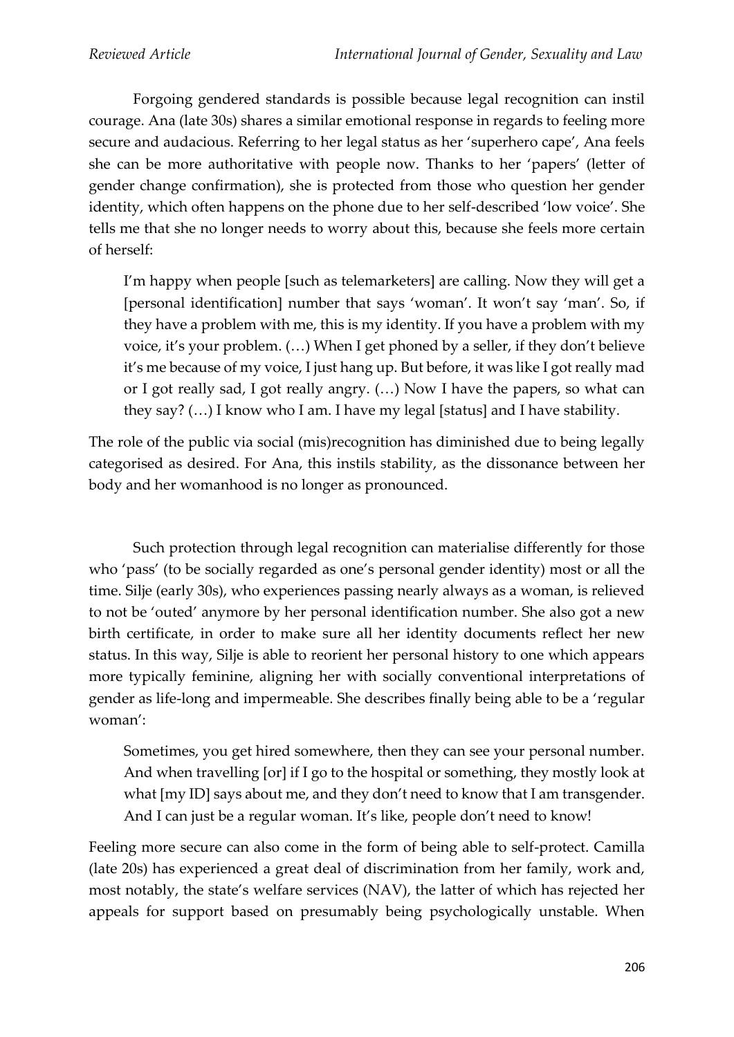Forgoing gendered standards is possible because legal recognition can instil courage. Ana (late 30s) shares a similar emotional response in regards to feeling more secure and audacious. Referring to her legal status as her 'superhero cape', Ana feels she can be more authoritative with people now. Thanks to her 'papers' (letter of gender change confirmation), she is protected from those who question her gender identity, which often happens on the phone due to her self-described 'low voice'. She tells me that she no longer needs to worry about this, because she feels more certain of herself:

> I'm happy when people [such as telemarketers] are calling. Now they will get a [personal identification] number that says 'woman'. It won't say 'man'. So, if they have a problem with me, this is my identity. If you have a problem with my voice, it's your problem. (…) When I get phoned by a seller, if they don't believe it's me because of my voice, I just hang up. But before, it was like I got really mad or I got really sad, I got really angry. (…) Now I have the papers, so what can they say? (…) I know who I am. I have my legal [status] and I have stability.

The role of the public via social (mis)recognition has diminished due to being legally categorised as desired. For Ana, this instils stability, as the dissonance between her body and her womanhood is no longer as pronounced.

Such protection through legal recognition can materialise differently for those who 'pass' (to be socially regarded as one's personal gender identity) most or all the time. Silje (early 30s), who experiences passing nearly always as a woman, is relieved to not be 'outed' anymore by her personal identification number. She also got a new birth certificate, in order to make sure all her identity documents reflect her new status. In this way, Silje is able to reorient her personal history to one which appears more typically feminine, aligning her with socially conventional interpretations of gender as life-long and impermeable. She describes finally being able to be a 'regular woman':

> Sometimes, you get hired somewhere, then they can see your personal number. And when travelling [or] if I go to the hospital or something, they mostly look at what [my ID] says about me, and they don't need to know that I am transgender. And I can just be a regular woman. It's like, people don't need to know!

Feeling more secure can also come in the form of being able to self-protect. Camilla (late 20s) has experienced a great deal of discrimination from her family, work and, most notably, the state's welfare services (NAV), the latter of which has rejected her appeals for support based on presumably being psychologically unstable. When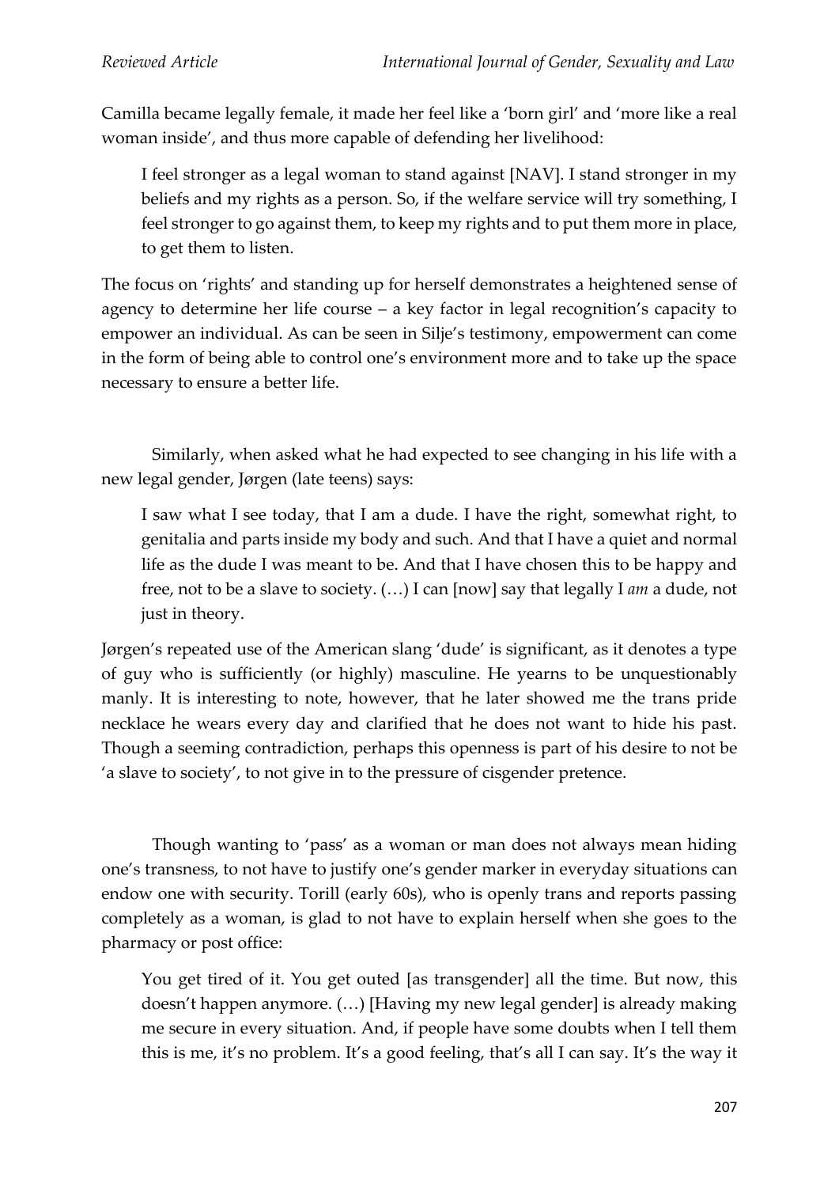Camilla became legally female, it made her feel like a 'born girl' and 'more like a real woman inside', and thus more capable of defending her livelihood:

> I feel stronger as a legal woman to stand against [NAV]. I stand stronger in my beliefs and my rights as a person. So, if the welfare service will try something, I feel stronger to go against them, to keep my rights and to put them more in place, to get them to listen.

The focus on 'rights' and standing up for herself demonstrates a heightened sense of agency to determine her life course – a key factor in legal recognition's capacity to empower an individual. As can be seen in Silje's testimony, empowerment can come in the form of being able to control one's environment more and to take up the space necessary to ensure a better life.

Similarly, when asked what he had expected to see changing in his life with a new legal gender, Jørgen (late teens) says:

> I saw what I see today, that I am a dude. I have the right, somewhat right, to genitalia and parts inside my body and such. And that I have a quiet and normal life as the dude I was meant to be. And that I have chosen this to be happy and free, not to be a slave to society. (…) I can [now] say that legally I *am* a dude, not just in theory.

Jørgen's repeated use of the American slang 'dude' is significant, as it denotes a type of guy who is sufficiently (or highly) masculine. He yearns to be unquestionably manly. It is interesting to note, however, that he later showed me the trans pride necklace he wears every day and clarified that he does not want to hide his past. Though a seeming contradiction, perhaps this openness is part of his desire to not be 'a slave to society', to not give in to the pressure of cisgender pretence.

Though wanting to 'pass' as a woman or man does not always mean hiding one's transness, to not have to justify one's gender marker in everyday situations can endow one with security. Torill (early 60s), who is openly trans and reports passing completely as a woman, is glad to not have to explain herself when she goes to the pharmacy or post office:

> You get tired of it. You get outed [as transgender] all the time. But now, this doesn't happen anymore. (…) [Having my new legal gender] is already making me secure in every situation. And, if people have some doubts when I tell them this is me, it's no problem. It's a good feeling, that's all I can say. It's the way it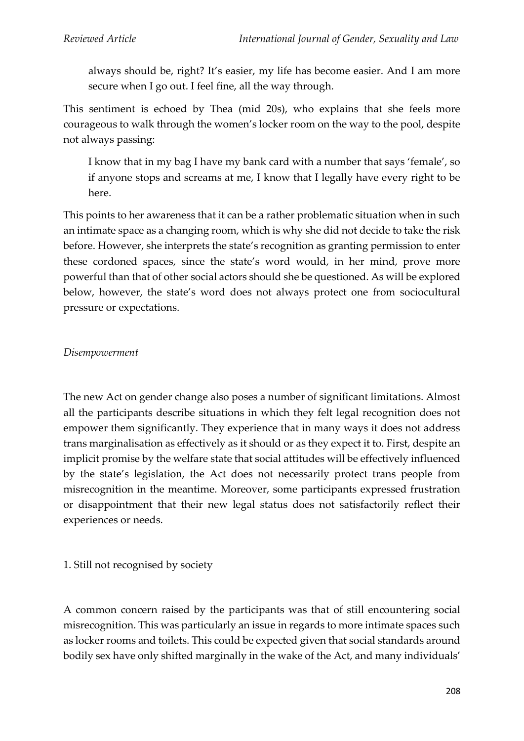> always should be, right? It's easier, my life has become easier. And I am more secure when I go out. I feel fine, all the way through.

This sentiment is echoed by Thea (mid 20s), who explains that she feels more courageous to walk through the women's locker room on the way to the pool, despite not always passing:

> I know that in my bag I have my bank card with a number that says 'female', so if anyone stops and screams at me, I know that I legally have every right to be here.

This points to her awareness that it can be a rather problematic situation when in such an intimate space as a changing room, which is why she did not decide to take the risk before. However, she interprets the state's recognition as granting permission to enter these cordoned spaces, since the state's word would, in her mind, prove more powerful than that of other social actors should she be questioned. As will be explored below, however, the state's word does not always protect one from sociocultural pressure or expectations.

*Disempowerment*

The new Act on gender change also poses a number of significant limitations. Almost all the participants describe situations in which they felt legal recognition does not empower them significantly. They experience that in many ways it does not address trans marginalisation as effectively as it should or as they expect it to. First, despite an implicit promise by the welfare state that social attitudes will be effectively influenced by the state's legislation, the Act does not necessarily protect trans people from misrecognition in the meantime. Moreover, some participants expressed frustration or disappointment that their new legal status does not satisfactorily reflect their experiences or needs.

1. Still not recognised by society

A common concern raised by the participants was that of still encountering social misrecognition. This was particularly an issue in regards to more intimate spaces such as locker rooms and toilets. This could be expected given that social standards around bodily sex have only shifted marginally in the wake of the Act, and many individuals'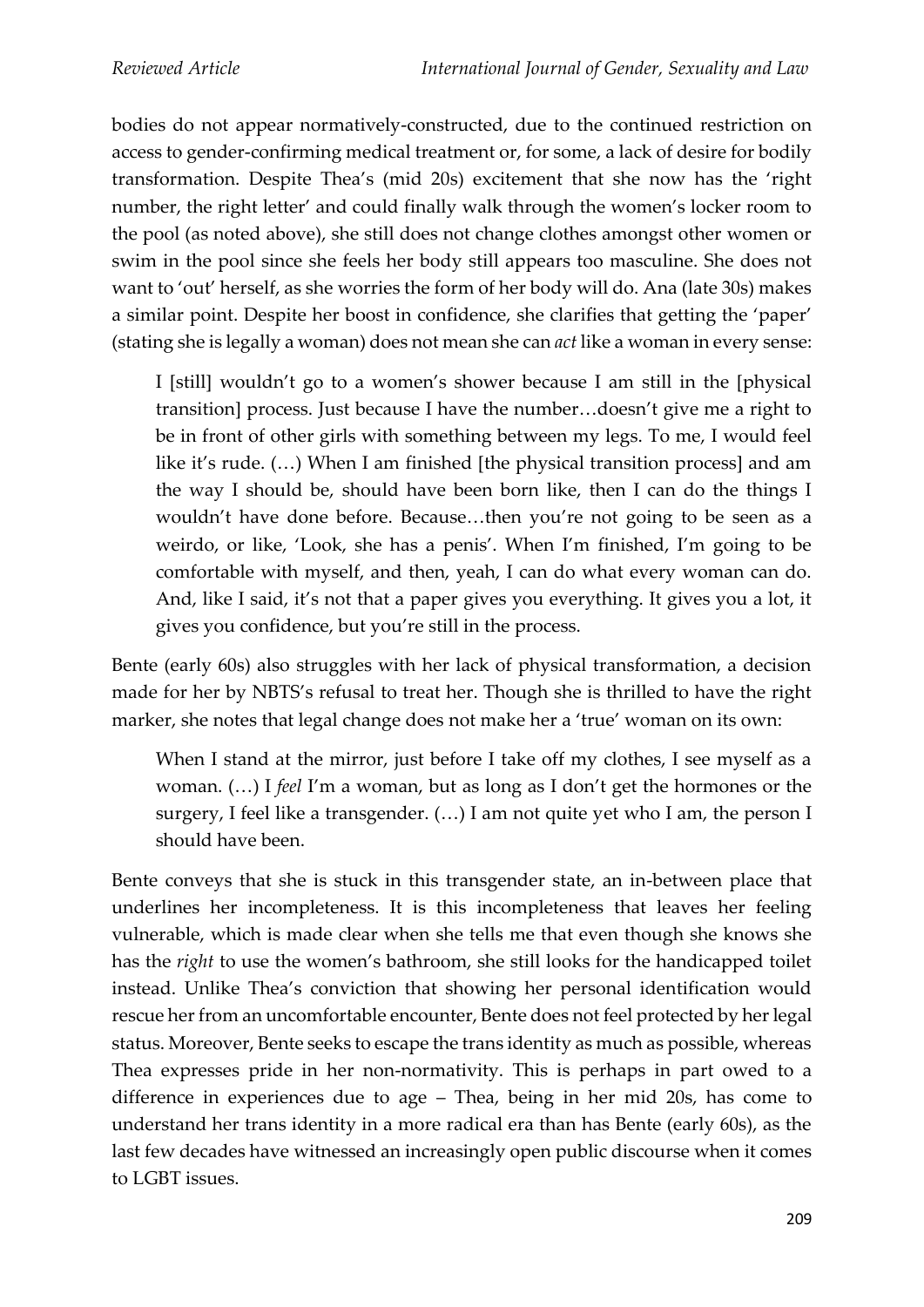bodies do not appear normatively-constructed, due to the continued restriction on access to gender-confirming medical treatment or, for some, a lack of desire for bodily transformation. Despite Thea's (mid 20s) excitement that she now has the 'right number, the right letter' and could finally walk through the women's locker room to the pool (as noted above), she still does not change clothes amongst other women or swim in the pool since she feels her body still appears too masculine. She does not want to 'out' herself, as she worries the form of her body will do. Ana (late 30s) makes a similar point. Despite her boost in confidence, she clarifies that getting the 'paper' (stating she is legally a woman) does not mean she can *act* like a woman in every sense:

> I [still] wouldn't go to a women's shower because I am still in the [physical transition] process. Just because I have the number…doesn't give me a right to be in front of other girls with something between my legs. To me, I would feel like it's rude. (…) When I am finished [the physical transition process] and am the way I should be, should have been born like, then I can do the things I wouldn't have done before. Because…then you're not going to be seen as a weirdo, or like, 'Look, she has a penis'. When I'm finished, I'm going to be comfortable with myself, and then, yeah, I can do what every woman can do. And, like I said, it's not that a paper gives you everything. It gives you a lot, it gives you confidence, but you're still in the process.

Bente (early 60s) also struggles with her lack of physical transformation, a decision made for her by NBTS's refusal to treat her. Though she is thrilled to have the right marker, she notes that legal change does not make her a 'true' woman on its own:

> When I stand at the mirror, just before I take off my clothes, I see myself as a woman. (…) I *feel* I'm a woman, but as long as I don't get the hormones or the surgery, I feel like a transgender. (…) I am not quite yet who I am, the person I should have been.

Bente conveys that she is stuck in this transgender state, an in-between place that underlines her incompleteness. It is this incompleteness that leaves her feeling vulnerable, which is made clear when she tells me that even though she knows she has the *right* to use the women's bathroom, she still looks for the handicapped toilet instead. Unlike Thea's conviction that showing her personal identification would rescue her from an uncomfortable encounter, Bente does not feel protected by her legal status. Moreover, Bente seeks to escape the trans identity as much as possible, whereas Thea expresses pride in her non-normativity. This is perhaps in part owed to a difference in experiences due to age – Thea, being in her mid 20s, has come to understand her trans identity in a more radical era than has Bente (early 60s), as the last few decades have witnessed an increasingly open public discourse when it comes to LGBT issues.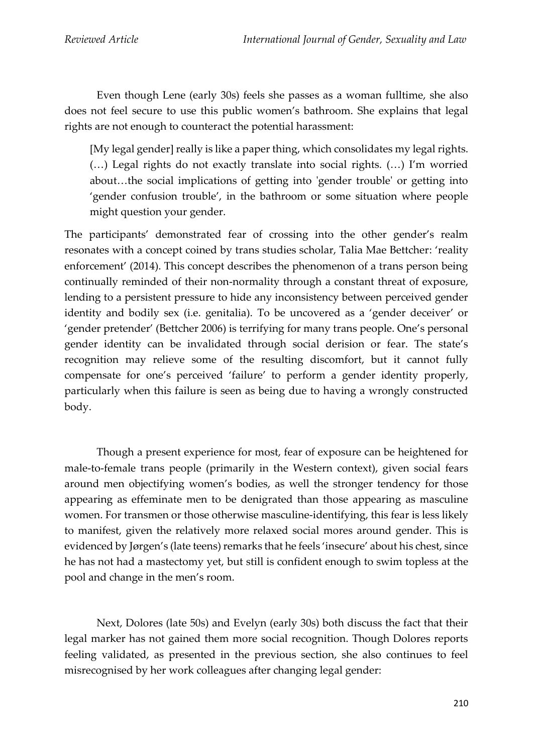Even though Lene (early 30s) feels she passes as a woman fulltime, she also does not feel secure to use this public women's bathroom. She explains that legal rights are not enough to counteract the potential harassment:

> [My legal gender] really is like a paper thing, which consolidates my legal rights. (…) Legal rights do not exactly translate into social rights. (…) I'm worried about…the social implications of getting into 'gender trouble' or getting into 'gender confusion trouble', in the bathroom or some situation where people might question your gender.

The participants' demonstrated fear of crossing into the other gender's realm resonates with a concept coined by trans studies scholar, Talia Mae Bettcher: 'reality enforcement' (2014). This concept describes the phenomenon of a trans person being continually reminded of their non-normality through a constant threat of exposure, lending to a persistent pressure to hide any inconsistency between perceived gender identity and bodily sex (i.e. genitalia). To be uncovered as a 'gender deceiver' or 'gender pretender' (Bettcher 2006) is terrifying for many trans people. One's personal gender identity can be invalidated through social derision or fear. The state's recognition may relieve some of the resulting discomfort, but it cannot fully compensate for one's perceived 'failure' to perform a gender identity properly, particularly when this failure is seen as being due to having a wrongly constructed body.

Though a present experience for most, fear of exposure can be heightened for male-to-female trans people (primarily in the Western context), given social fears around men objectifying women's bodies, as well the stronger tendency for those appearing as effeminate men to be denigrated than those appearing as masculine women. For transmen or those otherwise masculine-identifying, this fear is less likely to manifest, given the relatively more relaxed social mores around gender. This is evidenced by Jørgen's (late teens) remarks that he feels 'insecure' about his chest, since he has not had a mastectomy yet, but still is confident enough to swim topless at the pool and change in the men's room.

Next, Dolores (late 50s) and Evelyn (early 30s) both discuss the fact that their legal marker has not gained them more social recognition. Though Dolores reports feeling validated, as presented in the previous section, she also continues to feel misrecognised by her work colleagues after changing legal gender: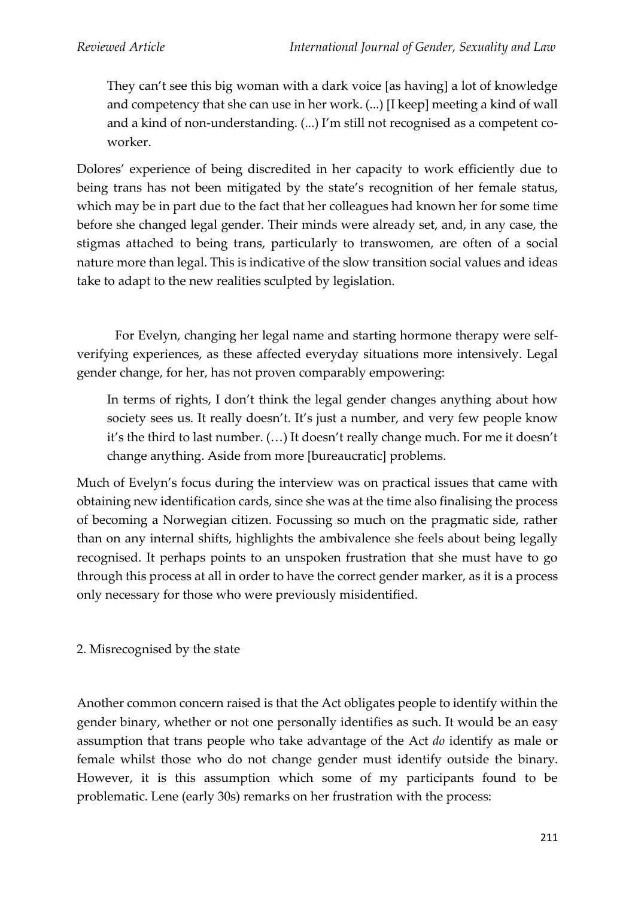> They can't see this big woman with a dark voice [as having] a lot of knowledge and competency that she can use in her work. (...) [I keep] meeting a kind of wall and a kind of non-understanding. (...) I'm still not recognised as a competent co-worker.

Dolores' experience of being discredited in her capacity to work efficiently due to being trans has not been mitigated by the state's recognition of her female status, which may be in part due to the fact that her colleagues had known her for some time before she changed legal gender. Their minds were already set, and, in any case, the stigmas attached to being trans, particularly to transwomen, are often of a social nature more than legal. This is indicative of the slow transition social values and ideas take to adapt to the new realities sculpted by legislation.

For Evelyn, changing her legal name and starting hormone therapy were self-verifying experiences, as these affected everyday situations more intensively. Legal gender change, for her, has not proven comparably empowering:

> In terms of rights, I don't think the legal gender changes anything about how society sees us. It really doesn't. It's just a number, and very few people know it's the third to last number. (…) It doesn't really change much. For me it doesn't change anything. Aside from more [bureaucratic] problems.

Much of Evelyn's focus during the interview was on practical issues that came with obtaining new identification cards, since she was at the time also finalising the process of becoming a Norwegian citizen. Focussing so much on the pragmatic side, rather than on any internal shifts, highlights the ambivalence she feels about being legally recognised. It perhaps points to an unspoken frustration that she must have to go through this process at all in order to have the correct gender marker, as it is a process only necessary for those who were previously misidentified.

## 2. Misrecognised by the state

Another common concern raised is that the Act obligates people to identify within the gender binary, whether or not one personally identifies as such. It would be an easy assumption that trans people who take advantage of the Act *do* identify as male or female whilst those who do not change gender must identify outside the binary. However, it is this assumption which some of my participants found to be problematic. Lene (early 30s) remarks on her frustration with the process: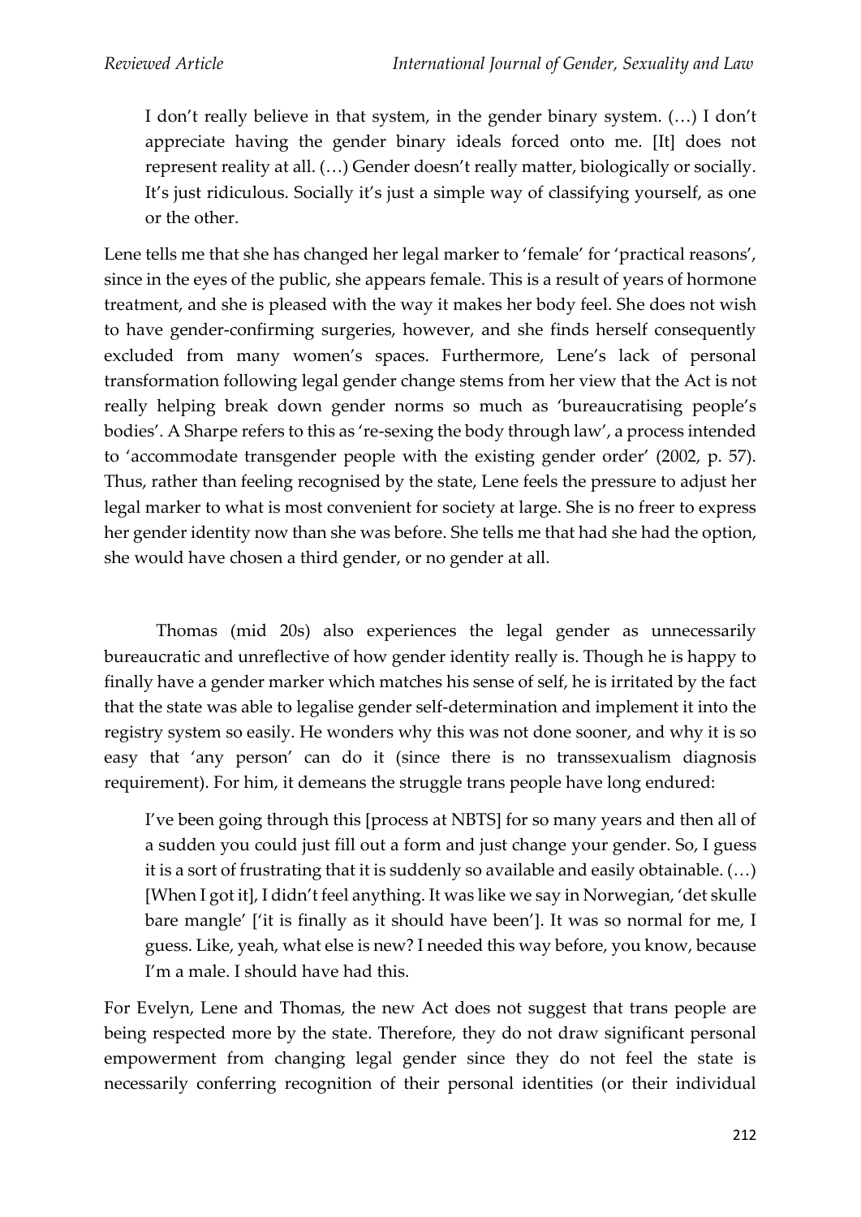> I don't really believe in that system, in the gender binary system. (…) I don't appreciate having the gender binary ideals forced onto me. [It] does not represent reality at all. (…) Gender doesn't really matter, biologically or socially. It's just ridiculous. Socially it's just a simple way of classifying yourself, as one or the other.

Lene tells me that she has changed her legal marker to 'female' for 'practical reasons', since in the eyes of the public, she appears female. This is a result of years of hormone treatment, and she is pleased with the way it makes her body feel. She does not wish to have gender-confirming surgeries, however, and she finds herself consequently excluded from many women's spaces. Furthermore, Lene's lack of personal transformation following legal gender change stems from her view that the Act is not really helping break down gender norms so much as 'bureaucratising people's bodies'. A Sharpe refers to this as 're-sexing the body through law', a process intended to 'accommodate transgender people with the existing gender order' (2002, p. 57). Thus, rather than feeling recognised by the state, Lene feels the pressure to adjust her legal marker to what is most convenient for society at large. She is no freer to express her gender identity now than she was before. She tells me that had she had the option, she would have chosen a third gender, or no gender at all.

Thomas (mid 20s) also experiences the legal gender as unnecessarily bureaucratic and unreflective of how gender identity really is. Though he is happy to finally have a gender marker which matches his sense of self, he is irritated by the fact that the state was able to legalise gender self-determination and implement it into the registry system so easily. He wonders why this was not done sooner, and why it is so easy that 'any person' can do it (since there is no transsexualism diagnosis requirement). For him, it demeans the struggle trans people have long endured:

> I've been going through this [process at NBTS] for so many years and then all of a sudden you could just fill out a form and just change your gender. So, I guess it is a sort of frustrating that it is suddenly so available and easily obtainable. (…) [When I got it], I didn't feel anything. It was like we say in Norwegian, 'det skulle bare mangle' ['it is finally as it should have been']. It was so normal for me, I guess. Like, yeah, what else is new? I needed this way before, you know, because I'm a male. I should have had this.

For Evelyn, Lene and Thomas, the new Act does not suggest that trans people are being respected more by the state. Therefore, they do not draw significant personal empowerment from changing legal gender since they do not feel the state is necessarily conferring recognition of their personal identities (or their individual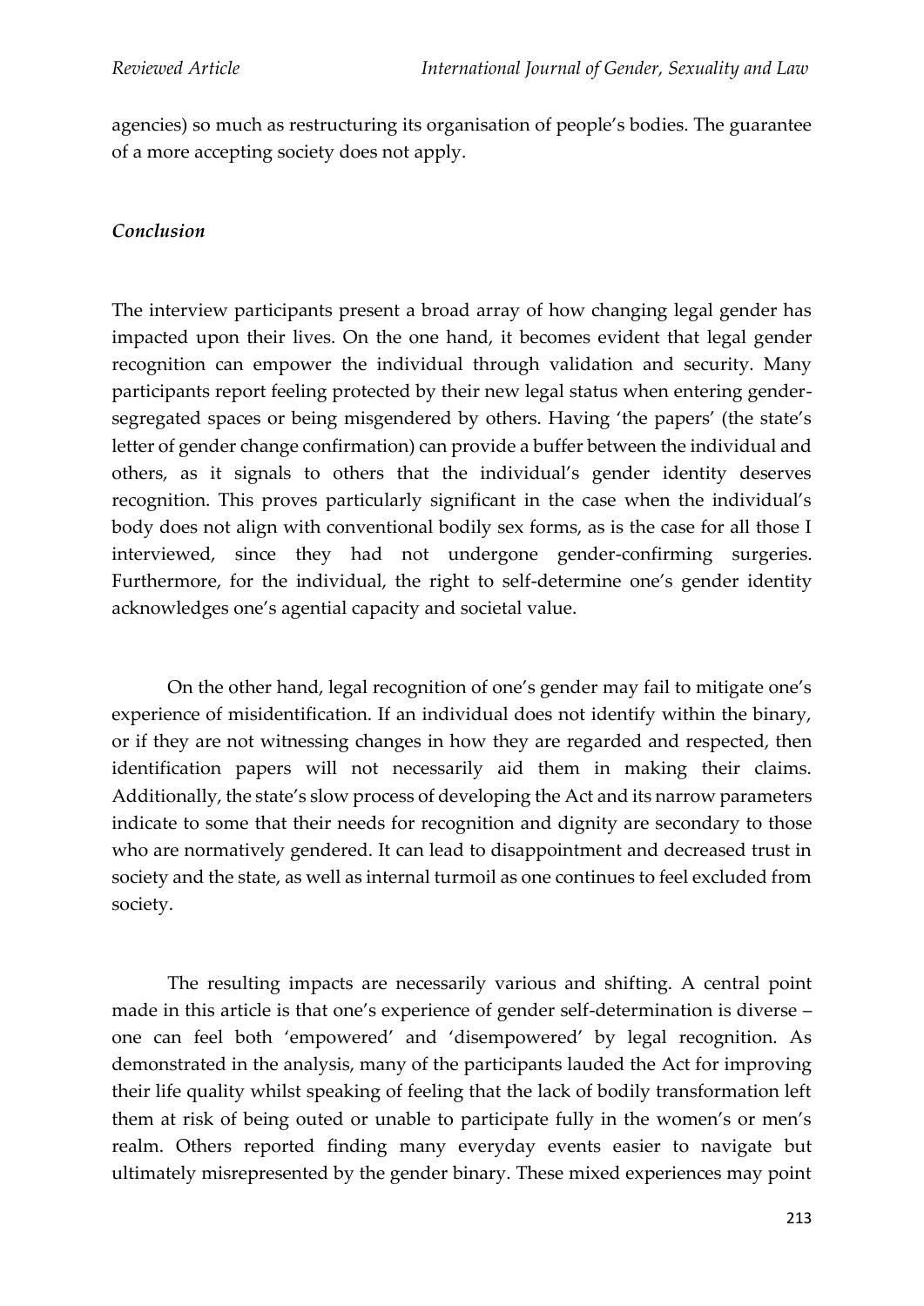agencies) so much as restructuring its organisation of people's bodies. The guarantee of a more accepting society does not apply.

### *Conclusion*

The interview participants present a broad array of how changing legal gender has impacted upon their lives. On the one hand, it becomes evident that legal gender recognition can empower the individual through validation and security. Many participants report feeling protected by their new legal status when entering gender-segregated spaces or being misgendered by others. Having 'the papers' (the state's letter of gender change confirmation) can provide a buffer between the individual and others, as it signals to others that the individual's gender identity deserves recognition. This proves particularly significant in the case when the individual's body does not align with conventional bodily sex forms, as is the case for all those I interviewed, since they had not undergone gender-confirming surgeries. Furthermore, for the individual, the right to self-determine one's gender identity acknowledges one's agential capacity and societal value.

On the other hand, legal recognition of one's gender may fail to mitigate one's experience of misidentification. If an individual does not identify within the binary, or if they are not witnessing changes in how they are regarded and respected, then identification papers will not necessarily aid them in making their claims. Additionally, the state's slow process of developing the Act and its narrow parameters indicate to some that their needs for recognition and dignity are secondary to those who are normatively gendered. It can lead to disappointment and decreased trust in society and the state, as well as internal turmoil as one continues to feel excluded from society.

The resulting impacts are necessarily various and shifting. A central point made in this article is that one's experience of gender self-determination is diverse – one can feel both 'empowered' and 'disempowered' by legal recognition. As demonstrated in the analysis, many of the participants lauded the Act for improving their life quality whilst speaking of feeling that the lack of bodily transformation left them at risk of being outed or unable to participate fully in the women's or men's realm. Others reported finding many everyday events easier to navigate but ultimately misrepresented by the gender binary. These mixed experiences may point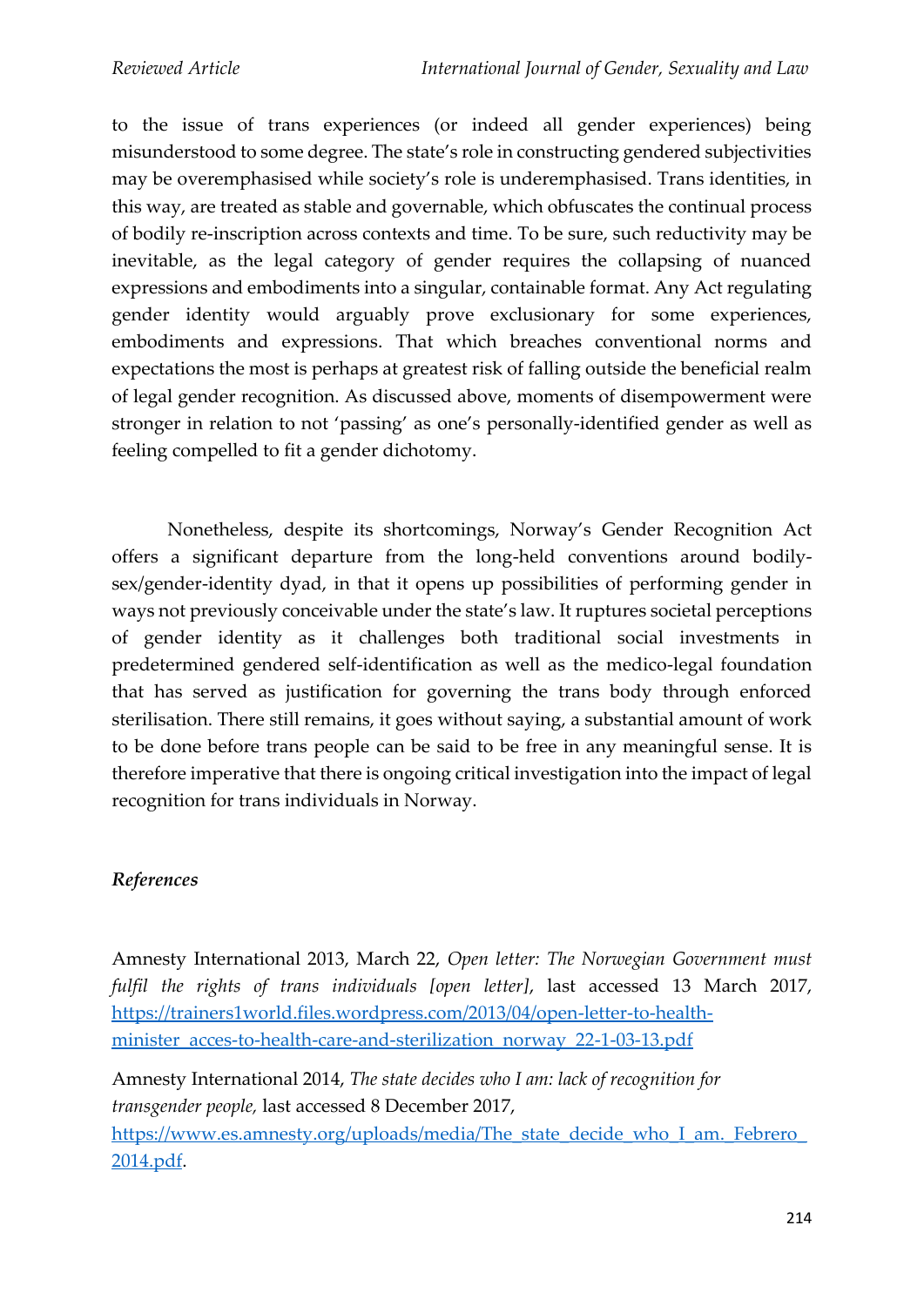to the issue of trans experiences (or indeed all gender experiences) being misunderstood to some degree. The state's role in constructing gendered subjectivities may be overemphasised while society's role is underemphasised. Trans identities, in this way, are treated as stable and governable, which obfuscates the continual process of bodily re-inscription across contexts and time. To be sure, such reductivity may be inevitable, as the legal category of gender requires the collapsing of nuanced expressions and embodiments into a singular, containable format. Any Act regulating gender identity would arguably prove exclusionary for some experiences, embodiments and expressions. That which breaches conventional norms and expectations the most is perhaps at greatest risk of falling outside the beneficial realm of legal gender recognition. As discussed above, moments of disempowerment were stronger in relation to not 'passing' as one's personally-identified gender as well as feeling compelled to fit a gender dichotomy.

Nonetheless, despite its shortcomings, Norway's Gender Recognition Act offers a significant departure from the long-held conventions around bodily-sex/gender-identity dyad, in that it opens up possibilities of performing gender in ways not previously conceivable under the state's law. It ruptures societal perceptions of gender identity as it challenges both traditional social investments in predetermined gendered self-identification as well as the medico-legal foundation that has served as justification for governing the trans body through enforced sterilisation. There still remains, it goes without saying, a substantial amount of work to be done before trans people can be said to be free in any meaningful sense. It is therefore imperative that there is ongoing critical investigation into the impact of legal recognition for trans individuals in Norway.

### *References*

Amnesty International 2013, March 22, *Open letter: The Norwegian Government must fulfil the rights of trans individuals [open letter]*, last accessed 13 March 2017, https://trainers1world.files.wordpress.com/2013/04/open-letter-to-health-minister_acces-to-health-care-and-sterilization_norway_22-1-03-13.pdf

Amnesty International 2014, *The state decides who I am: lack of recognition for transgender people,* last accessed 8 December 2017, https://www.es.amnesty.org/uploads/media/The_state_decide_who_I_am._Febrero_2014.pdf.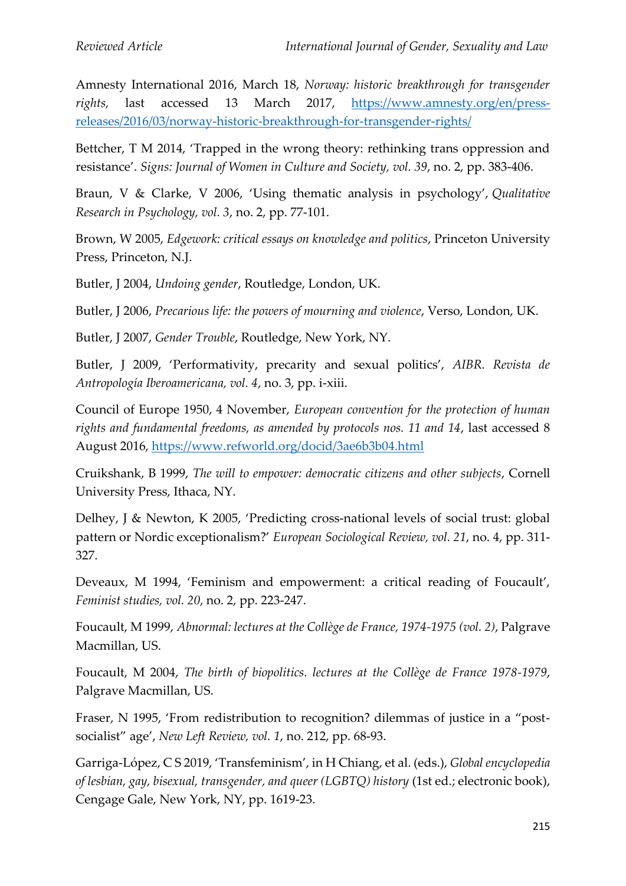Amnesty International 2016, March 18, *Norway: historic breakthrough for transgender rights,* last accessed 13 March 2017, https://www.amnesty.org/en/press-releases/2016/03/norway-historic-breakthrough-for-transgender-rights/

Bettcher, T M 2014, 'Trapped in the wrong theory: rethinking trans oppression and resistance'. *Signs: Journal of Women in Culture and Society, vol. 39*, no. 2, pp. 383-406.

Braun, V & Clarke, V 2006, 'Using thematic analysis in psychology', *Qualitative Research in Psychology, vol. 3*, no. 2, pp. 77-101.

Brown, W 2005, *Edgework: critical essays on knowledge and politics*, Princeton University Press, Princeton, N.J.

Butler, J 2004, *Undoing gender*, Routledge, London, UK.

Butler, J 2006, *Precarious life: the powers of mourning and violence*, Verso, London, UK.

Butler, J 2007, *Gender Trouble*, Routledge, New York, NY.

Butler, J 2009, 'Performativity, precarity and sexual politics', *AIBR. Revista de Antropología Iberoamericana, vol. 4*, no. 3, pp. i-xiii.

Council of Europe 1950, 4 November, *European convention for the protection of human rights and fundamental freedoms, as amended by protocols nos. 11 and 14*, last accessed 8 August 2016, https://www.refworld.org/docid/3ae6b3b04.html

Cruikshank, B 1999, *The will to empower: democratic citizens and other subjects*, Cornell University Press, Ithaca, NY.

Delhey, J & Newton, K 2005, 'Predicting cross-national levels of social trust: global pattern or Nordic exceptionalism?' *European Sociological Review, vol. 21*, no. 4, pp. 311-327.

Deveaux, M 1994, 'Feminism and empowerment: a critical reading of Foucault', *Feminist studies, vol. 20*, no. 2, pp. 223-247.

Foucault, M 1999, *Abnormal: lectures at the Collège de France, 1974-1975 (vol. 2)*, Palgrave Macmillan, US.

Foucault, M 2004, *The birth of biopolitics. lectures at the Collège de France 1978-1979*, Palgrave Macmillan, US.

Fraser, N 1995, 'From redistribution to recognition? dilemmas of justice in a "post-socialist" age', *New Left Review, vol. 1*, no. 212, pp. 68-93.

Garriga-López, C S 2019, 'Transfeminism', in H Chiang, et al. (eds.), *Global encyclopedia of lesbian, gay, bisexual, transgender, and queer (LGBTQ) history* (1st ed.; electronic book), Cengage Gale, New York, NY, pp. 1619-23.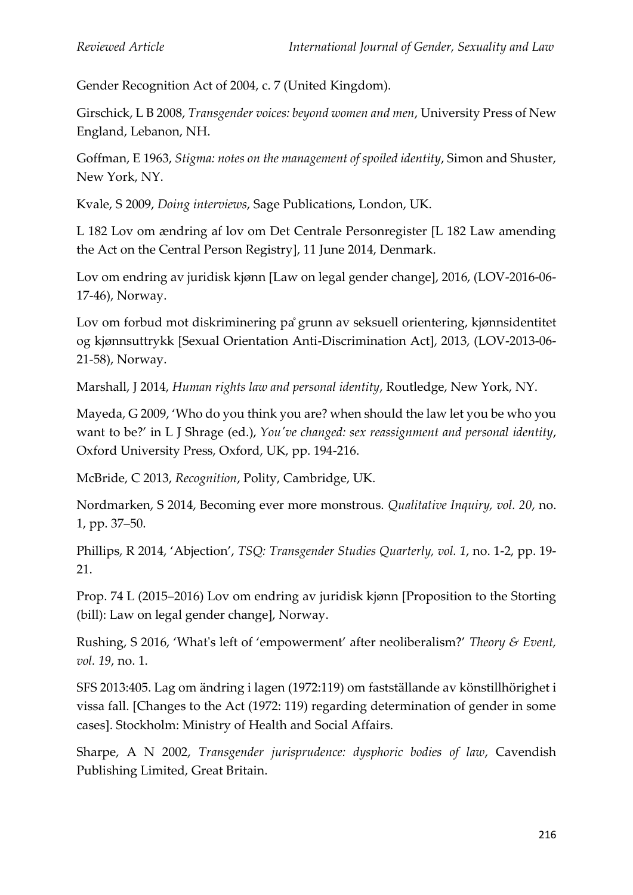Gender Recognition Act of 2004, c. 7 (United Kingdom).

Girschick, L B 2008, *Transgender voices: beyond women and men*, University Press of New England, Lebanon, NH.

Goffman, E 1963, *Stigma: notes on the management of spoiled identity*, Simon and Shuster, New York, NY.

Kvale, S 2009, *Doing interviews*, Sage Publications, London, UK.

L 182 Lov om ændring af lov om Det Centrale Personregister [L 182 Law amending the Act on the Central Person Registry], 11 June 2014, Denmark.

Lov om endring av juridisk kjønn [Law on legal gender change], 2016, (LOV-2016-06-17-46), Norway.

Lov om forbud mot diskriminering på grunn av seksuell orientering, kjønnsidentitet og kjønnsuttrykk [Sexual Orientation Anti-Discrimination Act], 2013, (LOV-2013-06-21-58), Norway.

Marshall, J 2014, *Human rights law and personal identity*, Routledge, New York, NY.

Mayeda, G 2009, 'Who do you think you are? when should the law let you be who you want to be?' in L J Shrage (ed.), *You've changed: sex reassignment and personal identity*, Oxford University Press, Oxford, UK, pp. 194-216.

McBride, C 2013, *Recognition*, Polity, Cambridge, UK.

Nordmarken, S 2014, Becoming ever more monstrous. *Qualitative Inquiry, vol. 20*, no. 1, pp. 37–50.

Phillips, R 2014, 'Abjection', *TSQ: Transgender Studies Quarterly, vol. 1*, no. 1-2, pp. 19-21.

Prop. 74 L (2015–2016) Lov om endring av juridisk kjønn [Proposition to the Storting (bill): Law on legal gender change], Norway.

Rushing, S 2016, 'What's left of 'empowerment' after neoliberalism?' *Theory & Event, vol. 19*, no. 1.

SFS 2013:405. Lag om ändring i lagen (1972:119) om fastställande av könstillhörighet i vissa fall. [Changes to the Act (1972: 119) regarding determination of gender in some cases]. Stockholm: Ministry of Health and Social Affairs.

Sharpe, A N 2002, *Transgender jurisprudence: dysphoric bodies of law*, Cavendish Publishing Limited, Great Britain.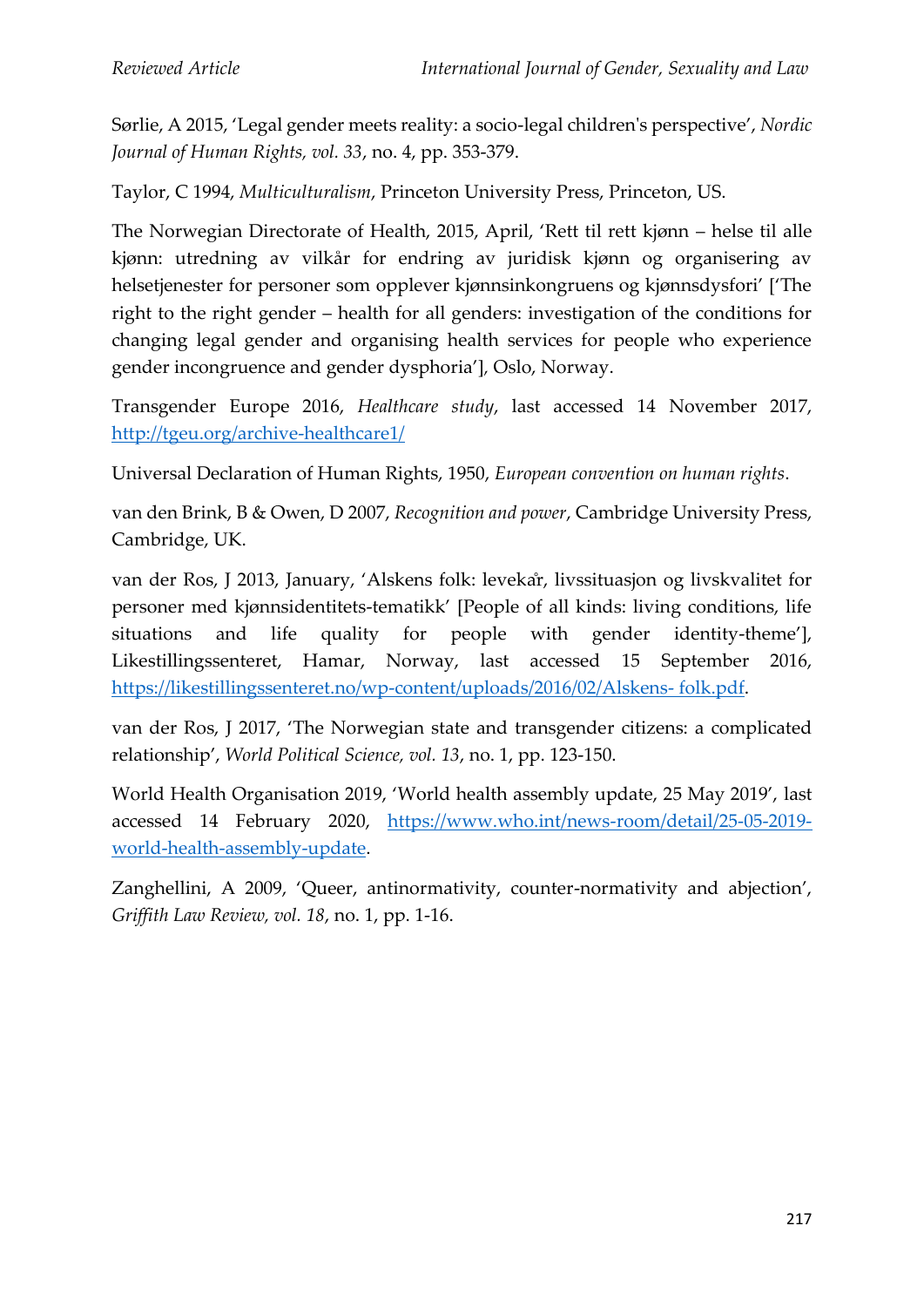Sørlie, A 2015, 'Legal gender meets reality: a socio-legal children's perspective', *Nordic Journal of Human Rights, vol. 33*, no. 4, pp. 353-379.

Taylor, C 1994, *Multiculturalism*, Princeton University Press, Princeton, US.

The Norwegian Directorate of Health, 2015, April, 'Rett til rett kjønn – helse til alle kjønn: utredning av vilkår for endring av juridisk kjønn og organisering av helsetjenester for personer som opplever kjønnsinkongruens og kjønnsdysfori' ['The right to the right gender – health for all genders: investigation of the conditions for changing legal gender and organising health services for people who experience gender incongruence and gender dysphoria'], Oslo, Norway.

Transgender Europe 2016, *Healthcare study*, last accessed 14 November 2017, http://tgeu.org/archive-healthcare1/

Universal Declaration of Human Rights, 1950, *European convention on human rights*.

van den Brink, B & Owen, D 2007, *Recognition and power*, Cambridge University Press, Cambridge, UK.

van der Ros, J 2013, January, 'Alskens folk: levekår, livssituasjon og livskvalitet for personer med kjønnsidentitets-tematikk' [People of all kinds: living conditions, life situations and life quality for people with gender identity-theme'], Likestillingssenteret, Hamar, Norway, last accessed 15 September 2016, https://likestillingssenteret.no/wp-content/uploads/2016/02/Alskens- folk.pdf.

van der Ros, J 2017, 'The Norwegian state and transgender citizens: a complicated relationship', *World Political Science, vol. 13*, no. 1, pp. 123-150.

World Health Organisation 2019, 'World health assembly update, 25 May 2019', last accessed 14 February 2020, https://www.who.int/news-room/detail/25-05-2019-world-health-assembly-update.

Zanghellini, A 2009, 'Queer, antinormativity, counter-normativity and abjection', *Griffith Law Review, vol. 18*, no. 1, pp. 1-16.